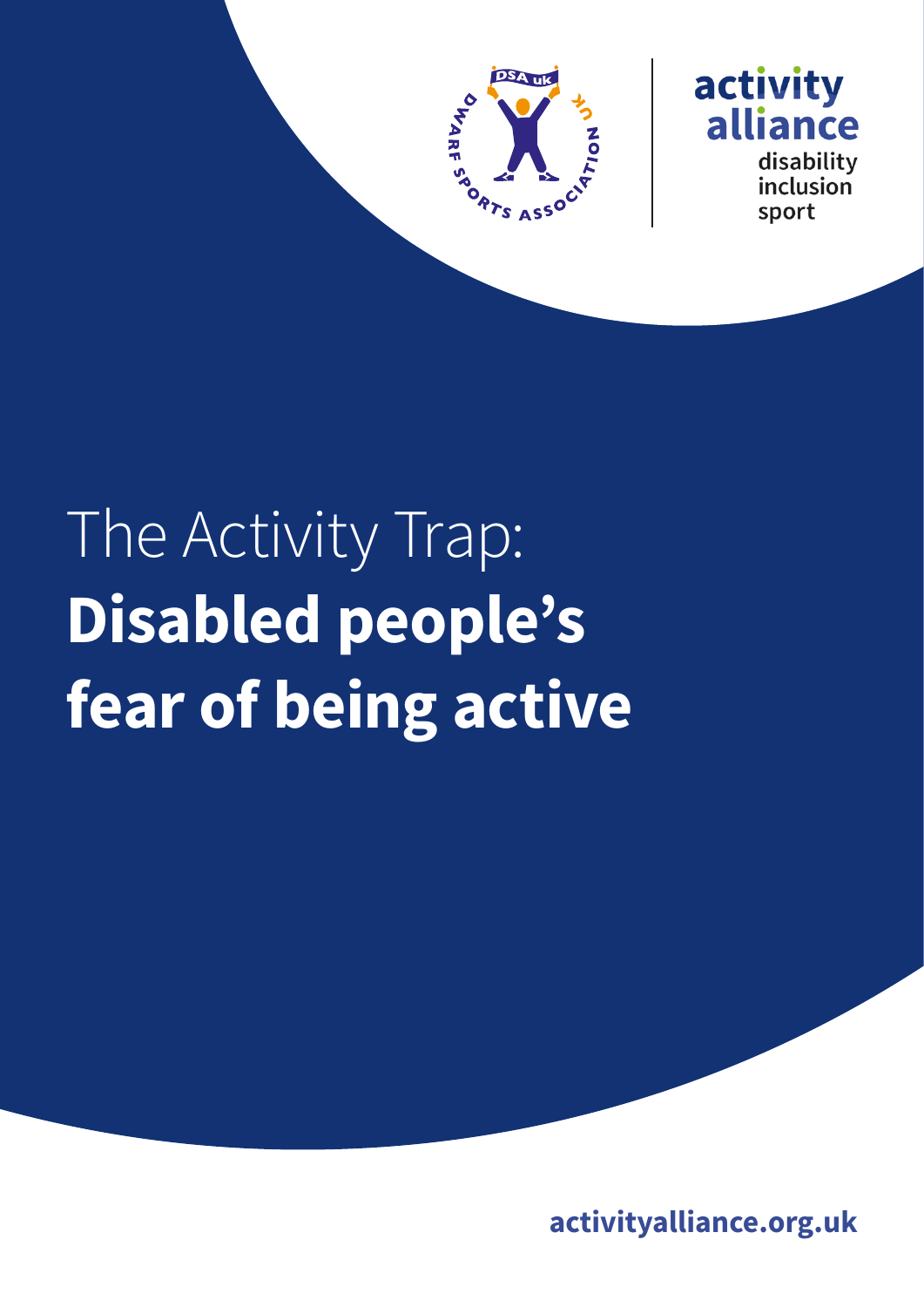# The Activity Trap: **Disabled people's fear of being active**

activityalliance.org.uk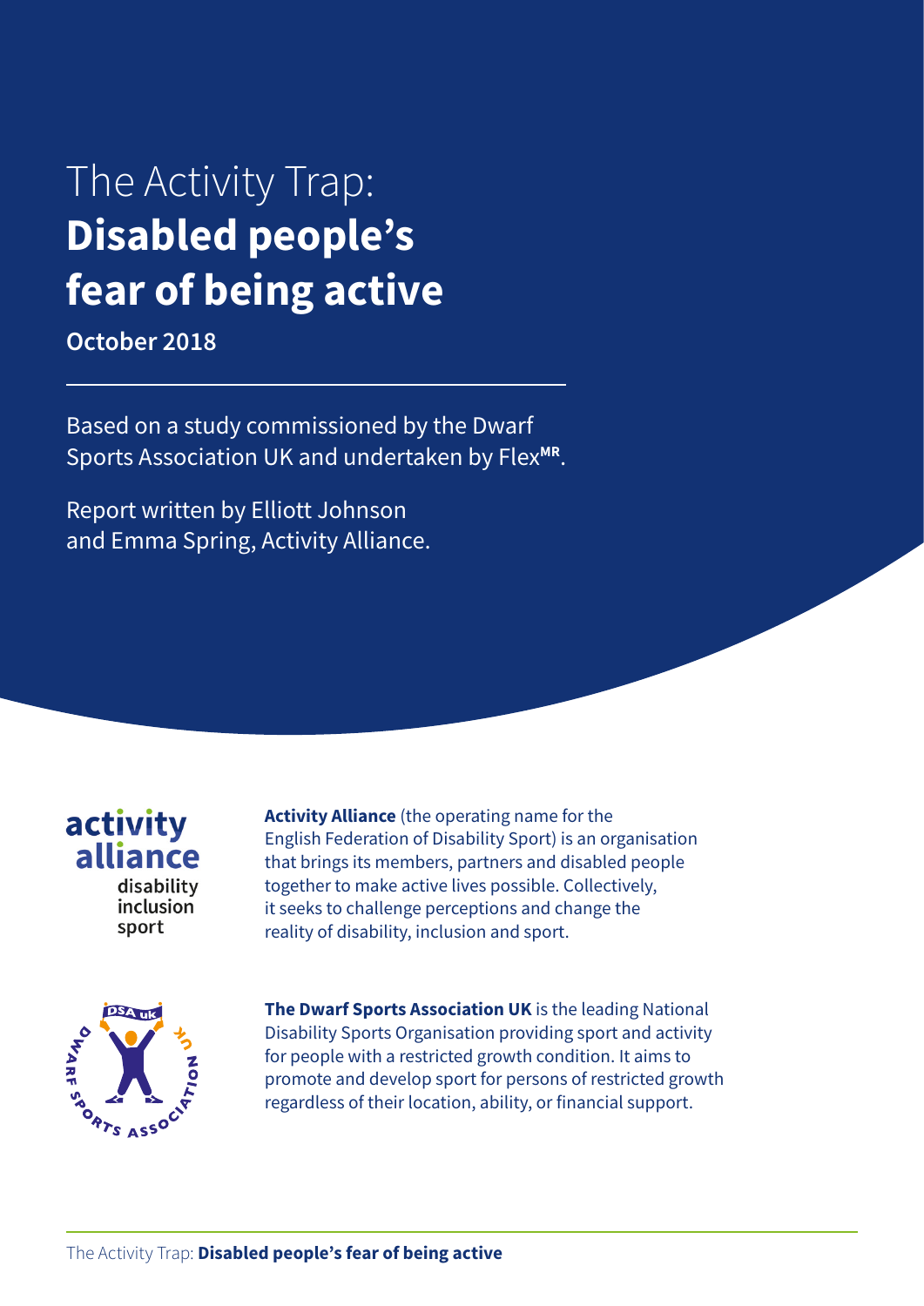# The Activity Trap: **Disabled people's fear of being active**

**October 2018**

Based on a study commissioned by the Dwarf Sports Association UK and undertaken by Flex[MR].

Report written by Elliott Johnson and Emma Spring, Activity Alliance.

activity alliance
disability inclusion sport

**Activity Alliance** (the operating name for the English Federation of Disability Sport) is an organisation that brings its members, partners and disabled people together to make active lives possible. Collectively, it seeks to challenge perceptions and change the reality of disability, inclusion and sport.

DSA uk
DWARF SPORTS ASSOCIATION UK

**The Dwarf Sports Association UK** is the leading National Disability Sports Organisation providing sport and activity for people with a restricted growth condition. It aims to promote and develop sport for persons of restricted growth regardless of their location, ability, or financial support.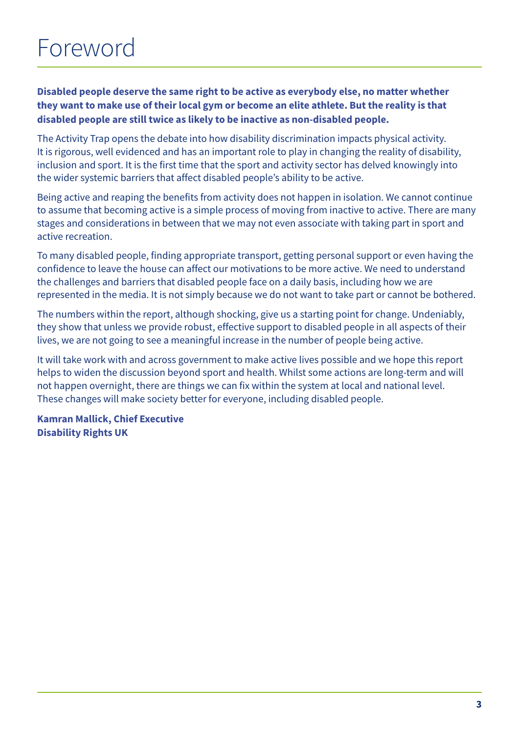# Foreword

**Disabled people deserve the same right to be active as everybody else, no matter whether they want to make use of their local gym or become an elite athlete. But the reality is that disabled people are still twice as likely to be inactive as non-disabled people.**

The Activity Trap opens the debate into how disability discrimination impacts physical activity. It is rigorous, well evidenced and has an important role to play in changing the reality of disability, inclusion and sport. It is the first time that the sport and activity sector has delved knowingly into the wider systemic barriers that affect disabled people's ability to be active.

Being active and reaping the benefits from activity does not happen in isolation. We cannot continue to assume that becoming active is a simple process of moving from inactive to active. There are many stages and considerations in between that we may not even associate with taking part in sport and active recreation.

To many disabled people, finding appropriate transport, getting personal support or even having the confidence to leave the house can affect our motivations to be more active. We need to understand the challenges and barriers that disabled people face on a daily basis, including how we are represented in the media. It is not simply because we do not want to take part or cannot be bothered.

The numbers within the report, although shocking, give us a starting point for change. Undeniably, they show that unless we provide robust, effective support to disabled people in all aspects of their lives, we are not going to see a meaningful increase in the number of people being active.

It will take work with and across government to make active lives possible and we hope this report helps to widen the discussion beyond sport and health. Whilst some actions are long-term and will not happen overnight, there are things we can fix within the system at local and national level. These changes will make society better for everyone, including disabled people.

**Kamran Mallick, Chief Executive**
**Disability Rights UK**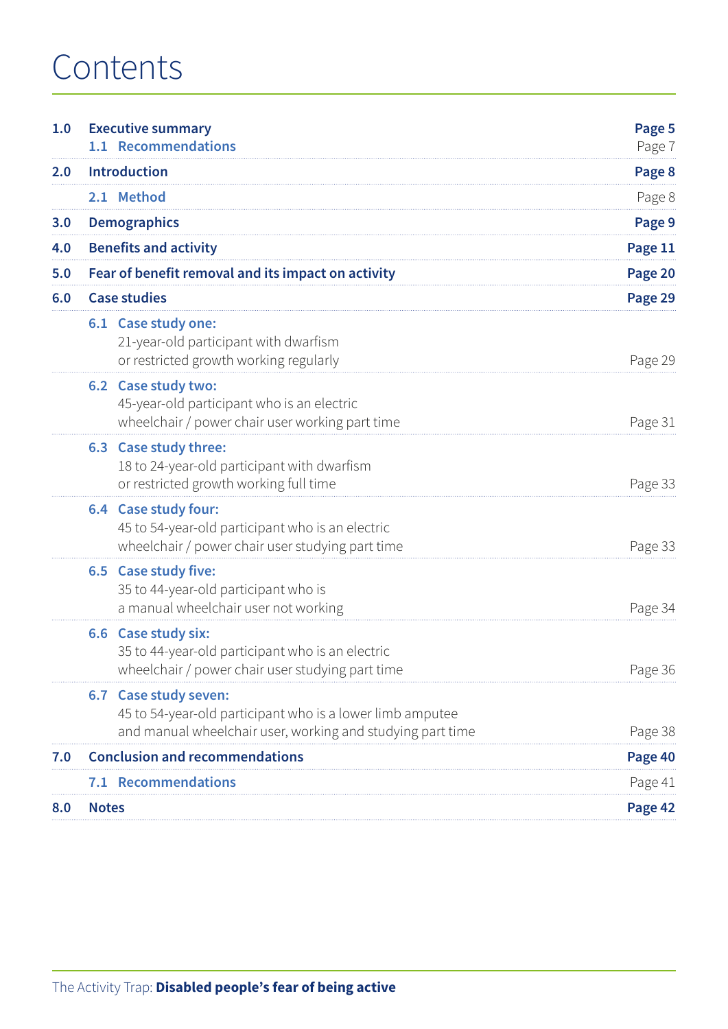# Contents

| | | |
|---|---|---|
| **1.0** | **Executive summary** | **Page 5** |
| | 1.1 Recommendations | Page 7 |
| **2.0** | **Introduction** | **Page 8** |
| | 2.1 Method | Page 8 |
| **3.0** | **Demographics** | **Page 9** |
| **4.0** | **Benefits and activity** | **Page 11** |
| **5.0** | **Fear of benefit removal and its impact on activity** | **Page 20** |
| **6.0** | **Case studies** | **Page 29** |
| | 6.1 Case study one: 21-year-old participant with dwarfism or restricted growth working regularly | Page 29 |
| | 6.2 Case study two: 45-year-old participant who is an electric wheelchair / power chair user working part time | Page 31 |
| | 6.3 Case study three: 18 to 24-year-old participant with dwarfism or restricted growth working full time | Page 33 |
| | 6.4 Case study four: 45 to 54-year-old participant who is an electric wheelchair / power chair user studying part time | Page 33 |
| | 6.5 Case study five: 35 to 44-year-old participant who is a manual wheelchair user not working | Page 34 |
| | 6.6 Case study six: 35 to 44-year-old participant who is an electric wheelchair / power chair user studying part time | Page 36 |
| | 6.7 Case study seven: 45 to 54-year-old participant who is a lower limb amputee and manual wheelchair user, working and studying part time | Page 38 |
| **7.0** | **Conclusion and recommendations** | **Page 40** |
| | 7.1 Recommendations | Page 41 |
| **8.0** | **Notes** | **Page 42** |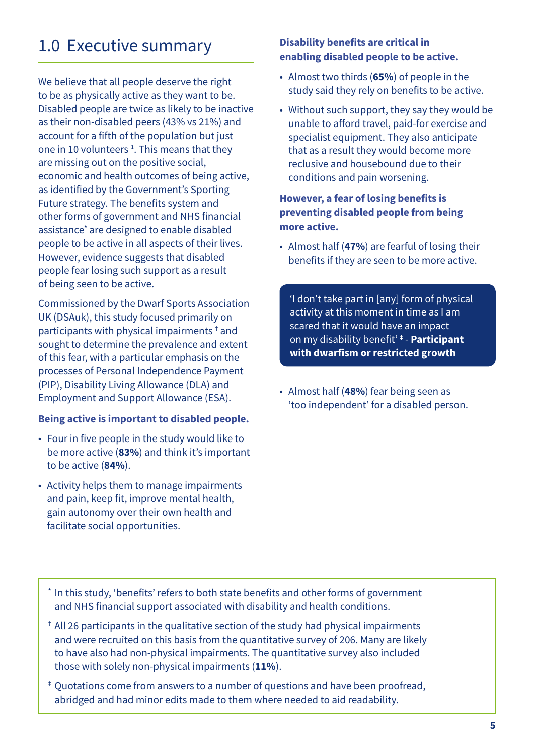# 1.0 Executive summary

We believe that all people deserve the right to be as physically active as they want to be. Disabled people are twice as likely to be inactive as their non-disabled peers (43% vs 21%) and account for a fifth of the population but just one in 10 volunteers [1]. This means that they are missing out on the positive social, economic and health outcomes of being active, as identified by the Government's Sporting Future strategy. The benefits system and other forms of government and NHS financial assistance[*] are designed to enable disabled people to be active in all aspects of their lives. However, evidence suggests that disabled people fear losing such support as a result of being seen to be active.

Commissioned by the Dwarf Sports Association UK (DSAuk), this study focused primarily on participants with physical impairments [†] and sought to determine the prevalence and extent of this fear, with a particular emphasis on the processes of Personal Independence Payment (PIP), Disability Living Allowance (DLA) and Employment and Support Allowance (ESA).

**Being active is important to disabled people.**

- Four in five people in the study would like to be more active (**83%**) and think it's important to be active (**84%**).
- Activity helps them to manage impairments and pain, keep fit, improve mental health, gain autonomy over their own health and facilitate social opportunities.

**Disability benefits are critical in enabling disabled people to be active.**

- Almost two thirds (**65%**) of people in the study said they rely on benefits to be active.
- Without such support, they say they would be unable to afford travel, paid-for exercise and specialist equipment. They also anticipate that as a result they would become more reclusive and housebound due to their conditions and pain worsening.

**However, a fear of losing benefits is preventing disabled people from being more active.**

- Almost half (**47%**) are fearful of losing their benefits if they are seen to be more active.

> 'I don't take part in [any] form of physical activity at this moment in time as I am scared that it would have an impact on my disability benefit' [‡] - **Participant with dwarfism or restricted growth**

- Almost half (**48%**) fear being seen as 'too independent' for a disabled person.

---

[*] In this study, 'benefits' refers to both state benefits and other forms of government and NHS financial support associated with disability and health conditions.

[†] All 26 participants in the qualitative section of the study had physical impairments and were recruited on this basis from the quantitative survey of 206. Many are likely to have also had non-physical impairments. The quantitative survey also included those with solely non-physical impairments (**11%**).

[‡] Quotations come from answers to a number of questions and have been proofread, abridged and had minor edits made to them where needed to aid readability.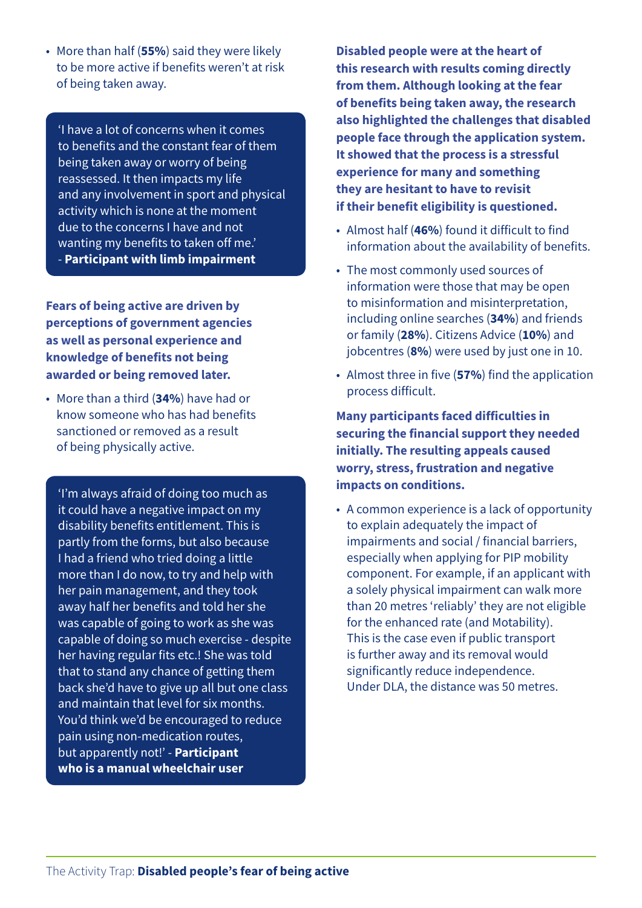- More than half (**55%**) said they were likely to be more active if benefits weren't at risk of being taken away.

> 'I have a lot of concerns when it comes to benefits and the constant fear of them being taken away or worry of being reassessed. It then impacts my life and any involvement in sport and physical activity which is none at the moment due to the concerns I have and not wanting my benefits to taken off me.' - **Participant with limb impairment**

**Fears of being active are driven by perceptions of government agencies as well as personal experience and knowledge of benefits not being awarded or being removed later.**

- More than a third (**34%**) have had or know someone who has had benefits sanctioned or removed as a result of being physically active.

> 'I'm always afraid of doing too much as it could have a negative impact on my disability benefits entitlement. This is partly from the forms, but also because I had a friend who tried doing a little more than I do now, to try and help with her pain management, and they took away half her benefits and told her she was capable of going to work as she was capable of doing so much exercise - despite her having regular fits etc.! She was told that to stand any chance of getting them back she'd have to give up all but one class and maintain that level for six months. You'd think we'd be encouraged to reduce pain using non-medication routes, but apparently not!' - **Participant who is a manual wheelchair user**

**Disabled people were at the heart of this research with results coming directly from them. Although looking at the fear of benefits being taken away, the research also highlighted the challenges that disabled people face through the application system. It showed that the process is a stressful experience for many and something they are hesitant to have to revisit if their benefit eligibility is questioned.**

- Almost half (**46%**) found it difficult to find information about the availability of benefits.
- The most commonly used sources of information were those that may be open to misinformation and misinterpretation, including online searches (**34%**) and friends or family (**28%**). Citizens Advice (**10%**) and jobcentres (**8%**) were used by just one in 10.
- Almost three in five (**57%**) find the application process difficult.

**Many participants faced difficulties in securing the financial support they needed initially. The resulting appeals caused worry, stress, frustration and negative impacts on conditions.**

- A common experience is a lack of opportunity to explain adequately the impact of impairments and social / financial barriers, especially when applying for PIP mobility component. For example, if an applicant with a solely physical impairment can walk more than 20 metres 'reliably' they are not eligible for the enhanced rate (and Motability). This is the case even if public transport is further away and its removal would significantly reduce independence. Under DLA, the distance was 50 metres.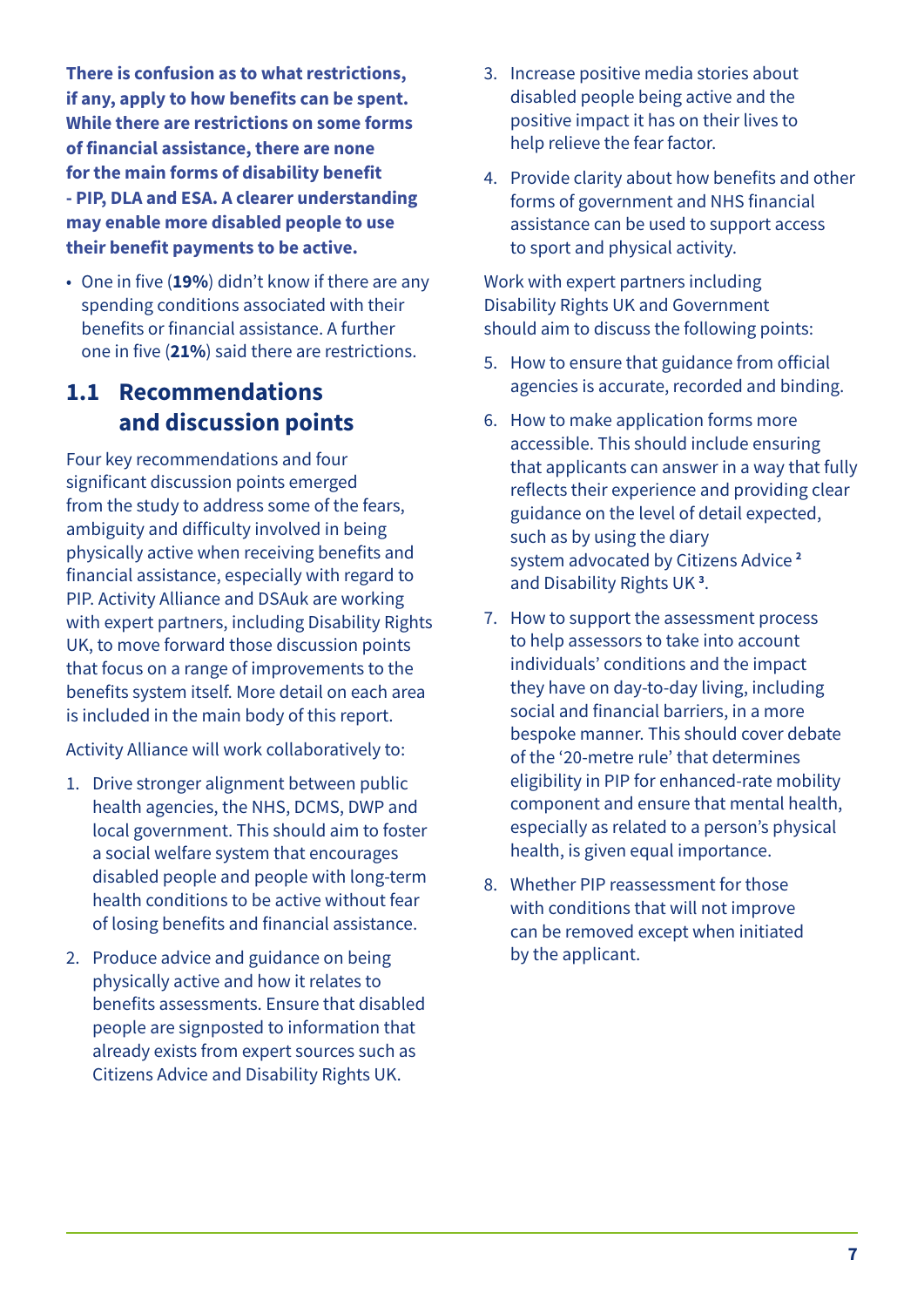**There is confusion as to what restrictions, if any, apply to how benefits can be spent. While there are restrictions on some forms of financial assistance, there are none for the main forms of disability benefit - PIP, DLA and ESA. A clearer understanding may enable more disabled people to use their benefit payments to be active.**

- One in five (**19%**) didn't know if there are any spending conditions associated with their benefits or financial assistance. A further one in five (**21%**) said there are restrictions.

## 1.1 Recommendations and discussion points

Four key recommendations and four significant discussion points emerged from the study to address some of the fears, ambiguity and difficulty involved in being physically active when receiving benefits and financial assistance, especially with regard to PIP. Activity Alliance and DSAuk are working with expert partners, including Disability Rights UK, to move forward those discussion points that focus on a range of improvements to the benefits system itself. More detail on each area is included in the main body of this report.

Activity Alliance will work collaboratively to:

1. Drive stronger alignment between public health agencies, the NHS, DCMS, DWP and local government. This should aim to foster a social welfare system that encourages disabled people and people with long-term health conditions to be active without fear of losing benefits and financial assistance.
2. Produce advice and guidance on being physically active and how it relates to benefits assessments. Ensure that disabled people are signposted to information that already exists from expert sources such as Citizens Advice and Disability Rights UK.
3. Increase positive media stories about disabled people being active and the positive impact it has on their lives to help relieve the fear factor.
4. Provide clarity about how benefits and other forms of government and NHS financial assistance can be used to support access to sport and physical activity.

Work with expert partners including Disability Rights UK and Government should aim to discuss the following points:

5. How to ensure that guidance from official agencies is accurate, recorded and binding.
6. How to make application forms more accessible. This should include ensuring that applicants can answer in a way that fully reflects their experience and providing clear guidance on the level of detail expected, such as by using the diary system advocated by Citizens Advice [2] and Disability Rights UK [3].
7. How to support the assessment process to help assessors to take into account individuals' conditions and the impact they have on day-to-day living, including social and financial barriers, in a more bespoke manner. This should cover debate of the '20-metre rule' that determines eligibility in PIP for enhanced-rate mobility component and ensure that mental health, especially as related to a person's physical health, is given equal importance.
8. Whether PIP reassessment for those with conditions that will not improve can be removed except when initiated by the applicant.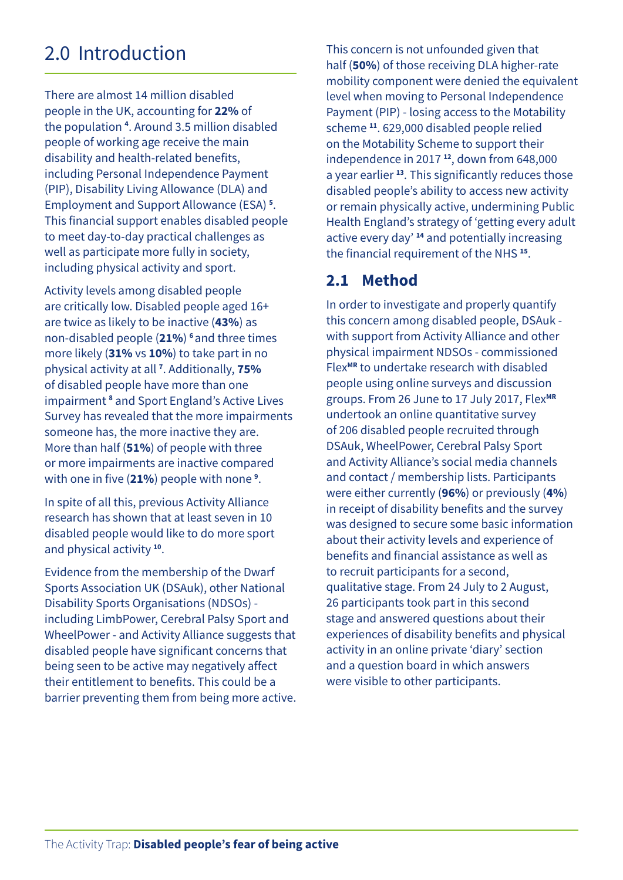# 2.0 Introduction

There are almost 14 million disabled people in the UK, accounting for **22%** of the population [4]. Around 3.5 million disabled people of working age receive the main disability and health-related benefits, including Personal Independence Payment (PIP), Disability Living Allowance (DLA) and Employment and Support Allowance (ESA) [5]. This financial support enables disabled people to meet day-to-day practical challenges as well as participate more fully in society, including physical activity and sport.

Activity levels among disabled people are critically low. Disabled people aged 16+ are twice as likely to be inactive (**43%**) as non-disabled people (**21%**) [6] and three times more likely (**31%** vs **10%**) to take part in no physical activity at all [7]. Additionally, **75%** of disabled people have more than one impairment [8] and Sport England's Active Lives Survey has revealed that the more impairments someone has, the more inactive they are. More than half (**51%**) of people with three or more impairments are inactive compared with one in five (**21%**) people with none [9].

In spite of all this, previous Activity Alliance research has shown that at least seven in 10 disabled people would like to do more sport and physical activity [10].

Evidence from the membership of the Dwarf Sports Association UK (DSAuk), other National Disability Sports Organisations (NDSOs) - including LimbPower, Cerebral Palsy Sport and WheelPower - and Activity Alliance suggests that disabled people have significant concerns that being seen to be active may negatively affect their entitlement to benefits. This could be a barrier preventing them from being more active.

This concern is not unfounded given that half (**50%**) of those receiving DLA higher-rate mobility component were denied the equivalent level when moving to Personal Independence Payment (PIP) - losing access to the Motability scheme [11]. 629,000 disabled people relied on the Motability Scheme to support their independence in 2017 [12], down from 648,000 a year earlier [13]. This significantly reduces those disabled people's ability to access new activity or remain physically active, undermining Public Health England's strategy of 'getting every adult active every day' [14] and potentially increasing the financial requirement of the NHS [15].

## 2.1 Method

In order to investigate and properly quantify this concern among disabled people, DSAuk - with support from Activity Alliance and other physical impairment NDSOs - commissioned Flex^MR to undertake research with disabled people using online surveys and discussion groups. From 26 June to 17 July 2017, Flex^MR undertook an online quantitative survey of 206 disabled people recruited through DSAuk, WheelPower, Cerebral Palsy Sport and Activity Alliance's social media channels and contact / membership lists. Participants were either currently (**96%**) or previously (**4%**) in receipt of disability benefits and the survey was designed to secure some basic information about their activity levels and experience of benefits and financial assistance as well as to recruit participants for a second, qualitative stage. From 24 July to 2 August, 26 participants took part in this second stage and answered questions about their experiences of disability benefits and physical activity in an online private 'diary' section and a question board in which answers were visible to other participants.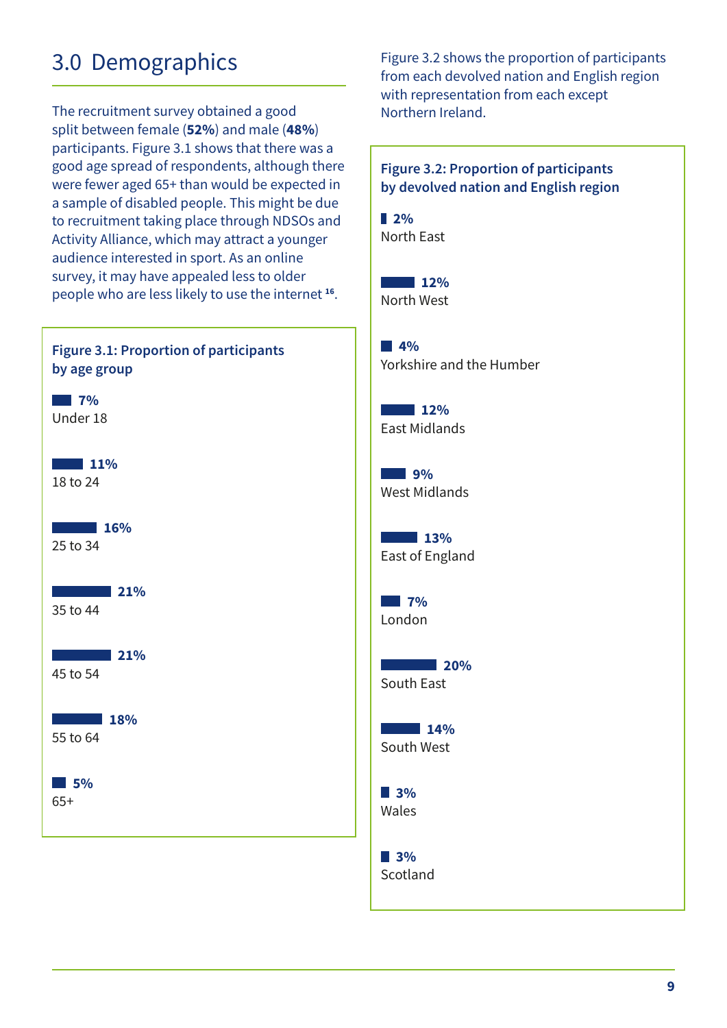# 3.0 Demographics

The recruitment survey obtained a good split between female (**52%**) and male (**48%**) participants. Figure 3.1 shows that there was a good age spread of respondents, although there were fewer aged 65+ than would be expected in a sample of disabled people. This might be due to recruitment taking place through NDSOs and Activity Alliance, which may attract a younger audience interested in sport. As an online survey, it may have appealed less to older people who are less likely to use the internet [16].

**Figure 3.1: Proportion of participants by age group**

| Age group | Proportion |
|---|---|
| Under 18 | 7% |
| 18 to 24 | 11% |
| 25 to 34 | 16% |
| 35 to 44 | 21% |
| 45 to 54 | 21% |
| 55 to 64 | 18% |
| 65+ | 5% |

Figure 3.2 shows the proportion of participants from each devolved nation and English region with representation from each except Northern Ireland.

**Figure 3.2: Proportion of participants by devolved nation and English region**

| Nation/Region | Proportion |
|---|---|
| North East | 2% |
| North West | 12% |
| Yorkshire and the Humber | 4% |
| East Midlands | 12% |
| West Midlands | 9% |
| East of England | 13% |
| London | 7% |
| South East | 20% |
| South West | 14% |
| Wales | 3% |
| Scotland | 3% |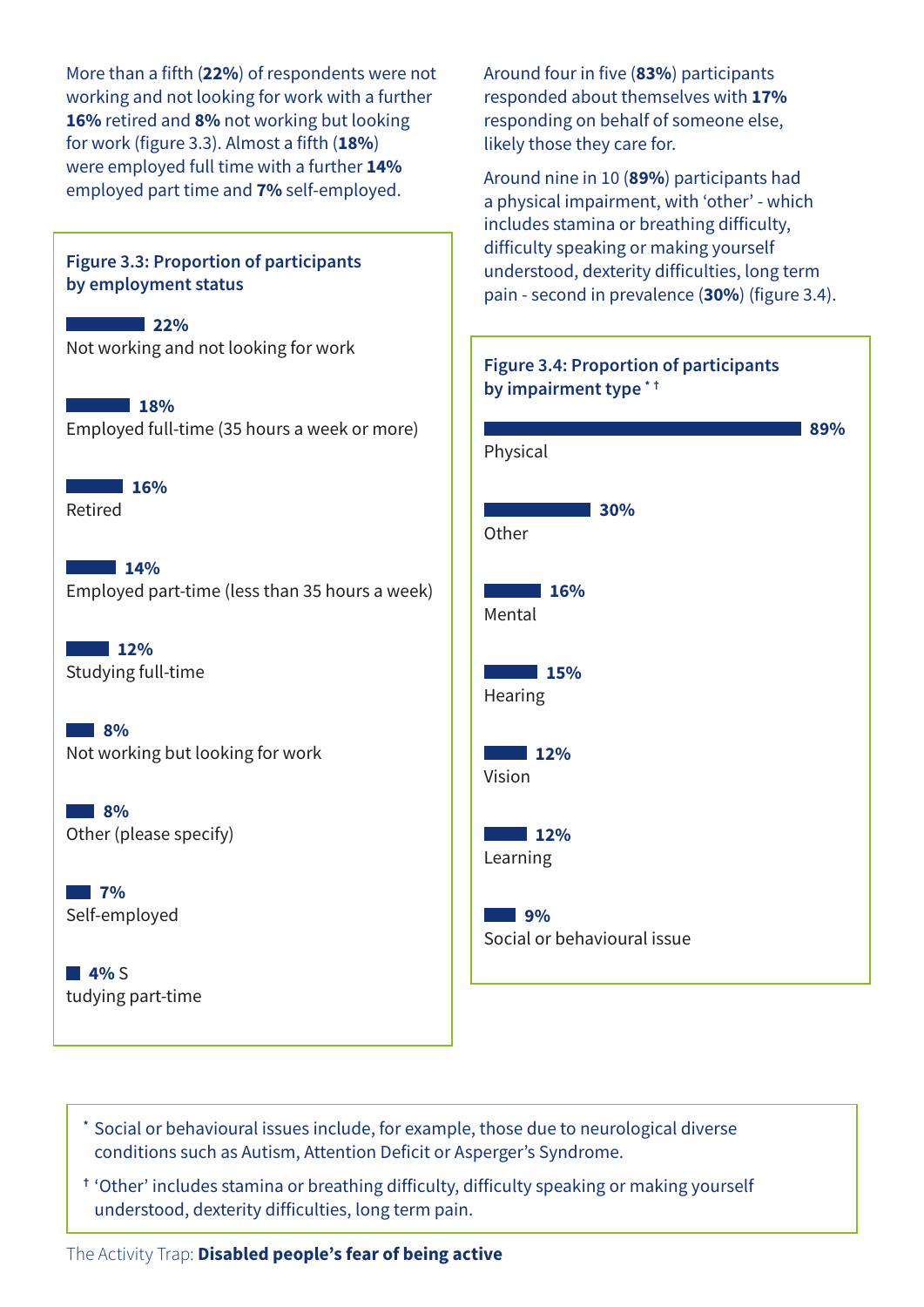More than a fifth (**22%**) of respondents were not working and not looking for work with a further **16%** retired and **8%** not working but looking for work (figure 3.3). Almost a fifth (**18%**) were employed full time with a further **14%** employed part time and **7%** self-employed.

**Figure 3.3: Proportion of participants by employment status**

| Employment status | Proportion |
| --- | --- |
| Not working and not looking for work | 22% |
| Employed full-time (35 hours a week or more) | 18% |
| Retired | 16% |
| Employed part-time (less than 35 hours a week) | 14% |
| Studying full-time | 12% |
| Not working but looking for work | 8% |
| Other (please specify) | 8% |
| Self-employed | 7% |
| Studying part-time | 4% |

Around four in five (**83%**) participants responded about themselves with **17%** responding on behalf of someone else, likely those they care for.

Around nine in 10 (**89%**) participants had a physical impairment, with 'other' - which includes stamina or breathing difficulty, difficulty speaking or making yourself understood, dexterity difficulties, long term pain - second in prevalence (**30%**) (figure 3.4).

**Figure 3.4: Proportion of participants by impairment type * †**

| Impairment type | Proportion |
| --- | --- |
| Physical | 89% |
| Other | 30% |
| Mental | 16% |
| Hearing | 15% |
| Vision | 12% |
| Learning | 12% |
| Social or behavioural issue | 9% |

\* Social or behavioural issues include, for example, those due to neurological diverse conditions such as Autism, Attention Deficit or Asperger's Syndrome.

† 'Other' includes stamina or breathing difficulty, difficulty speaking or making yourself understood, dexterity difficulties, long term pain.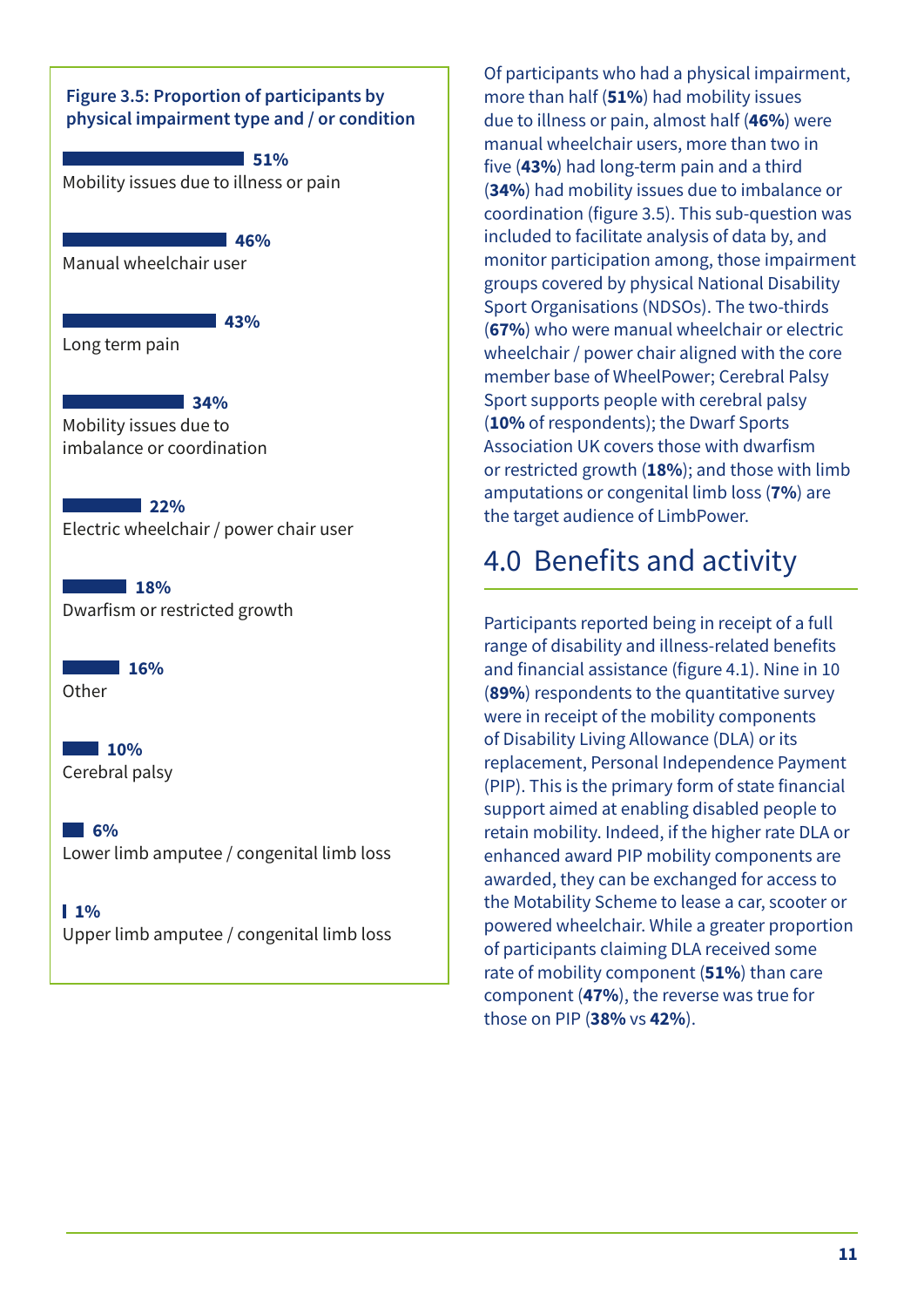**Figure 3.5: Proportion of participants by physical impairment type and / or condition**

| Impairment type / condition | % |
|---|---|
| Mobility issues due to illness or pain | 51% |
| Manual wheelchair user | 46% |
| Long term pain | 43% |
| Mobility issues due to imbalance or coordination | 34% |
| Electric wheelchair / power chair user | 22% |
| Dwarfism or restricted growth | 18% |
| Other | 16% |
| Cerebral palsy | 10% |
| Lower limb amputee / congenital limb loss | 6% |
| Upper limb amputee / congenital limb loss | 1% |

Of participants who had a physical impairment, more than half (**51%**) had mobility issues due to illness or pain, almost half (**46%**) were manual wheelchair users, more than two in five (**43%**) had long-term pain and a third (**34%**) had mobility issues due to imbalance or coordination (figure 3.5). This sub-question was included to facilitate analysis of data by, and monitor participation among, those impairment groups covered by physical National Disability Sport Organisations (NDSOs). The two-thirds (**67%**) who were manual wheelchair or electric wheelchair / power chair aligned with the core member base of WheelPower; Cerebral Palsy Sport supports people with cerebral palsy (**10%** of respondents); the Dwarf Sports Association UK covers those with dwarfism or restricted growth (**18%**); and those with limb amputations or congenital limb loss (**7%**) are the target audience of LimbPower.

## 4.0 Benefits and activity

Participants reported being in receipt of a full range of disability and illness-related benefits and financial assistance (figure 4.1). Nine in 10 (**89%**) respondents to the quantitative survey were in receipt of the mobility components of Disability Living Allowance (DLA) or its replacement, Personal Independence Payment (PIP). This is the primary form of state financial support aimed at enabling disabled people to retain mobility. Indeed, if the higher rate DLA or enhanced award PIP mobility components are awarded, they can be exchanged for access to the Motability Scheme to lease a car, scooter or powered wheelchair. While a greater proportion of participants claiming DLA received some rate of mobility component (**51%**) than care component (**47%**), the reverse was true for those on PIP (**38%** vs **42%**).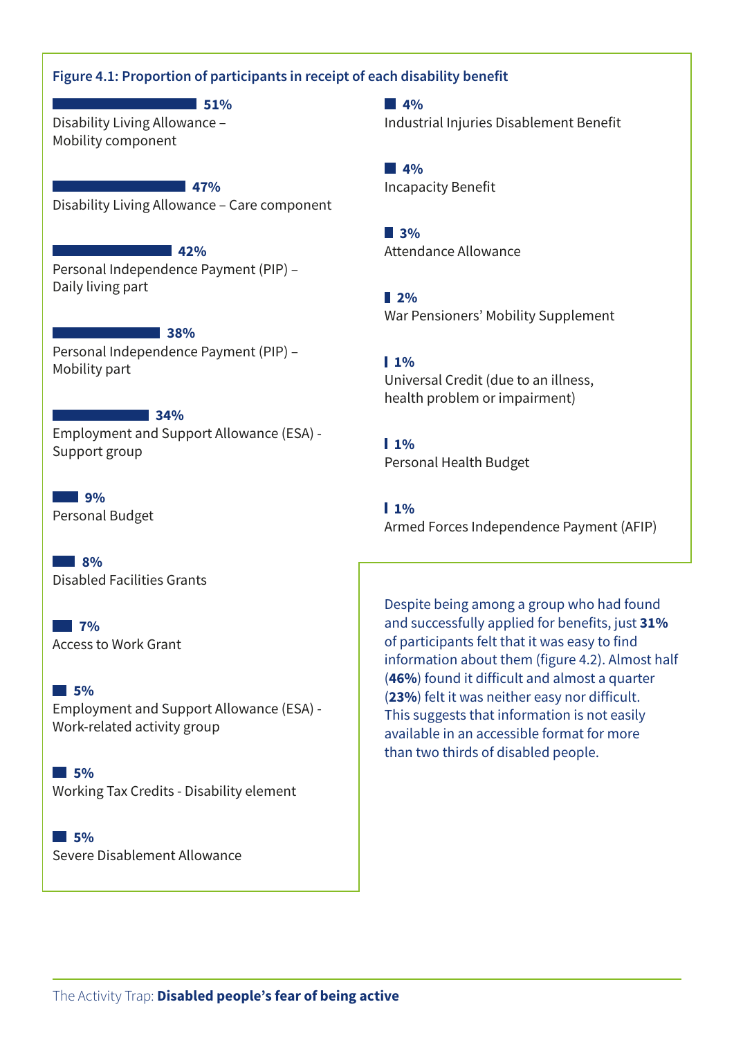**Figure 4.1: Proportion of participants in receipt of each disability benefit**

| Benefit | Proportion |
|---|---|
| Disability Living Allowance – Mobility component | 51% |
| Disability Living Allowance – Care component | 47% |
| Personal Independence Payment (PIP) – Daily living part | 42% |
| Personal Independence Payment (PIP) – Mobility part | 38% |
| Employment and Support Allowance (ESA) - Support group | 34% |
| Personal Budget | 9% |
| Disabled Facilities Grants | 8% |
| Access to Work Grant | 7% |
| Employment and Support Allowance (ESA) - Work-related activity group | 5% |
| Working Tax Credits - Disability element | 5% |
| Severe Disablement Allowance | 5% |
| Industrial Injuries Disablement Benefit | 4% |
| Incapacity Benefit | 4% |
| Attendance Allowance | 3% |
| War Pensioners' Mobility Supplement | 2% |
| Universal Credit (due to an illness, health problem or impairment) | 1% |
| Personal Health Budget | 1% |
| Armed Forces Independence Payment (AFIP) | 1% |

Despite being among a group who had found and successfully applied for benefits, just **31%** of participants felt that it was easy to find information about them (figure 4.2). Almost half (**46%**) found it difficult and almost a quarter (**23%**) felt it was neither easy nor difficult. This suggests that information is not easily available in an accessible format for more than two thirds of disabled people.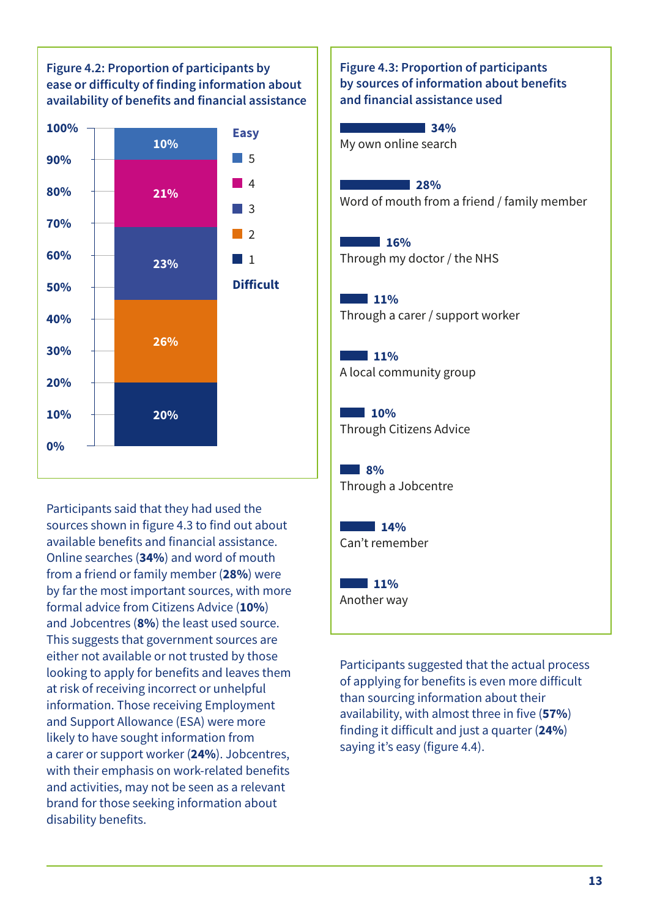**Figure 4.2: Proportion of participants by ease or difficulty of finding information about availability of benefits and financial assistance**

| Rating | Proportion |
|---|---|
| 5 (Easy) | 10% |
| 4 | 21% |
| 3 | 23% |
| 2 | 26% |
| 1 (Difficult) | 20% |

Participants said that they had used the sources shown in figure 4.3 to find out about available benefits and financial assistance. Online searches (**34%**) and word of mouth from a friend or family member (**28%**) were by far the most important sources, with more formal advice from Citizens Advice (**10%**) and Jobcentres (**8%**) the least used source. This suggests that government sources are either not available or not trusted by those looking to apply for benefits and leaves them at risk of receiving incorrect or unhelpful information. Those receiving Employment and Support Allowance (ESA) were more likely to have sought information from a carer or support worker (**24%**). Jobcentres, with their emphasis on work-related benefits and activities, may not be seen as a relevant brand for those seeking information about disability benefits.

**Figure 4.3: Proportion of participants by sources of information about benefits and financial assistance used**

| Source | Proportion |
|---|---|
| My own online search | 34% |
| Word of mouth from a friend / family member | 28% |
| Through my doctor / the NHS | 16% |
| Through a carer / support worker | 11% |
| A local community group | 11% |
| Through Citizens Advice | 10% |
| Through a Jobcentre | 8% |
| Can't remember | 14% |
| Another way | 11% |

Participants suggested that the actual process of applying for benefits is even more difficult than sourcing information about their availability, with almost three in five (**57%**) finding it difficult and just a quarter (**24%**) saying it's easy (figure 4.4).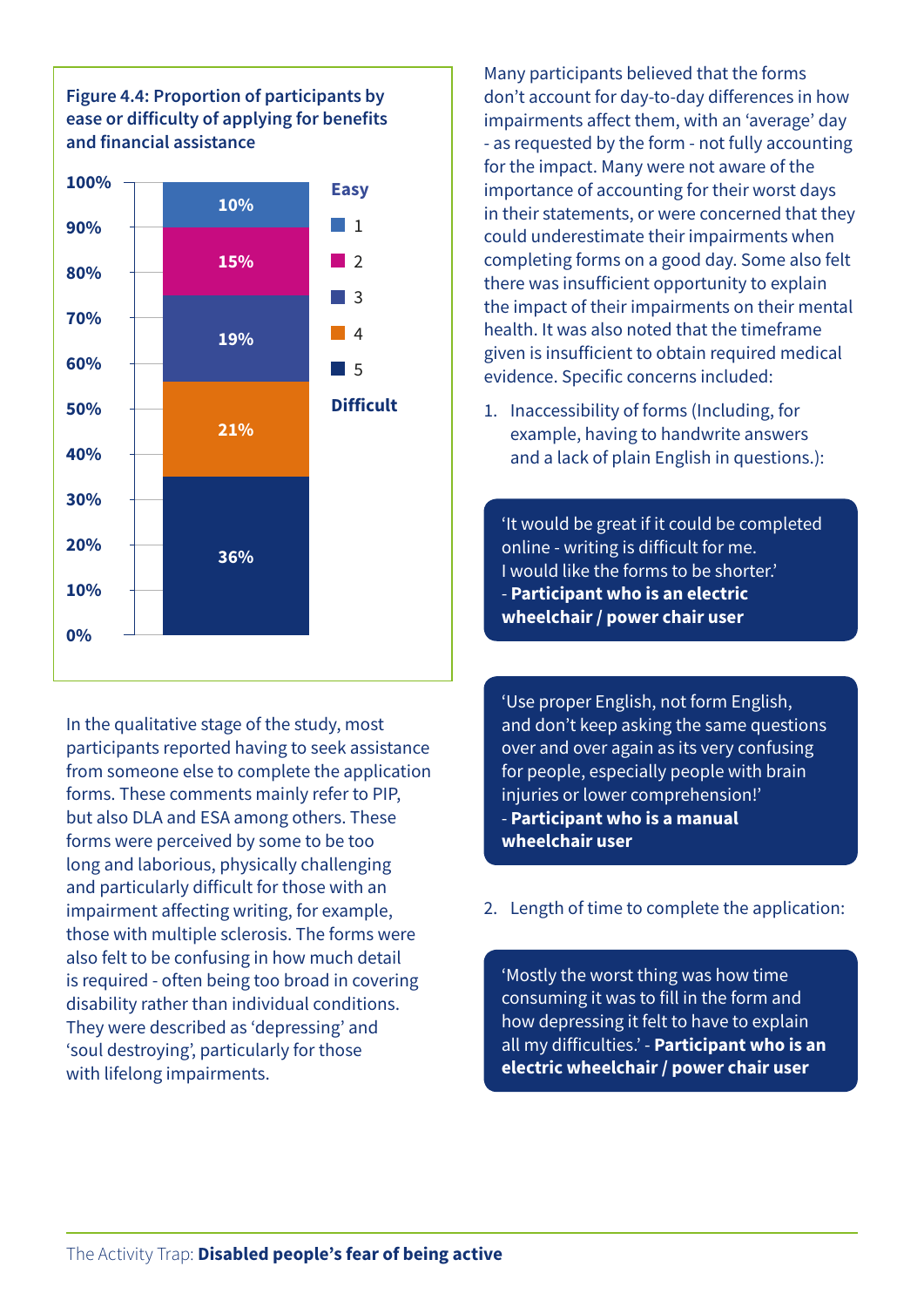**Figure 4.4: Proportion of participants by ease or difficulty of applying for benefits and financial assistance**

| Ease/Difficulty | Percentage |
|---|---|
| 1 (Easy) | 10% |
| 2 | 15% |
| 3 | 19% |
| 4 | 21% |
| 5 (Difficult) | 36% |

In the qualitative stage of the study, most participants reported having to seek assistance from someone else to complete the application forms. These comments mainly refer to PIP, but also DLA and ESA among others. These forms were perceived by some to be too long and laborious, physically challenging and particularly difficult for those with an impairment affecting writing, for example, those with multiple sclerosis. The forms were also felt to be confusing in how much detail is required - often being too broad in covering disability rather than individual conditions. They were described as 'depressing' and 'soul destroying', particularly for those with lifelong impairments.

Many participants believed that the forms don't account for day-to-day differences in how impairments affect them, with an 'average' day - as requested by the form - not fully accounting for the impact. Many were not aware of the importance of accounting for their worst days in their statements, or were concerned that they could underestimate their impairments when completing forms on a good day. Some also felt there was insufficient opportunity to explain the impact of their impairments on their mental health. It was also noted that the timeframe given is insufficient to obtain required medical evidence. Specific concerns included:

1. Inaccessibility of forms (Including, for example, having to handwrite answers and a lack of plain English in questions.):

> 'It would be great if it could be completed online - writing is difficult for me. I would like the forms to be shorter.'
> - **Participant who is an electric wheelchair / power chair user**

> 'Use proper English, not form English, and don't keep asking the same questions over and over again as its very confusing for people, especially people with brain injuries or lower comprehension!'
> - **Participant who is a manual wheelchair user**

2. Length of time to complete the application:

> 'Mostly the worst thing was how time consuming it was to fill in the form and how depressing it felt to have to explain all my difficulties.' - **Participant who is an electric wheelchair / power chair user**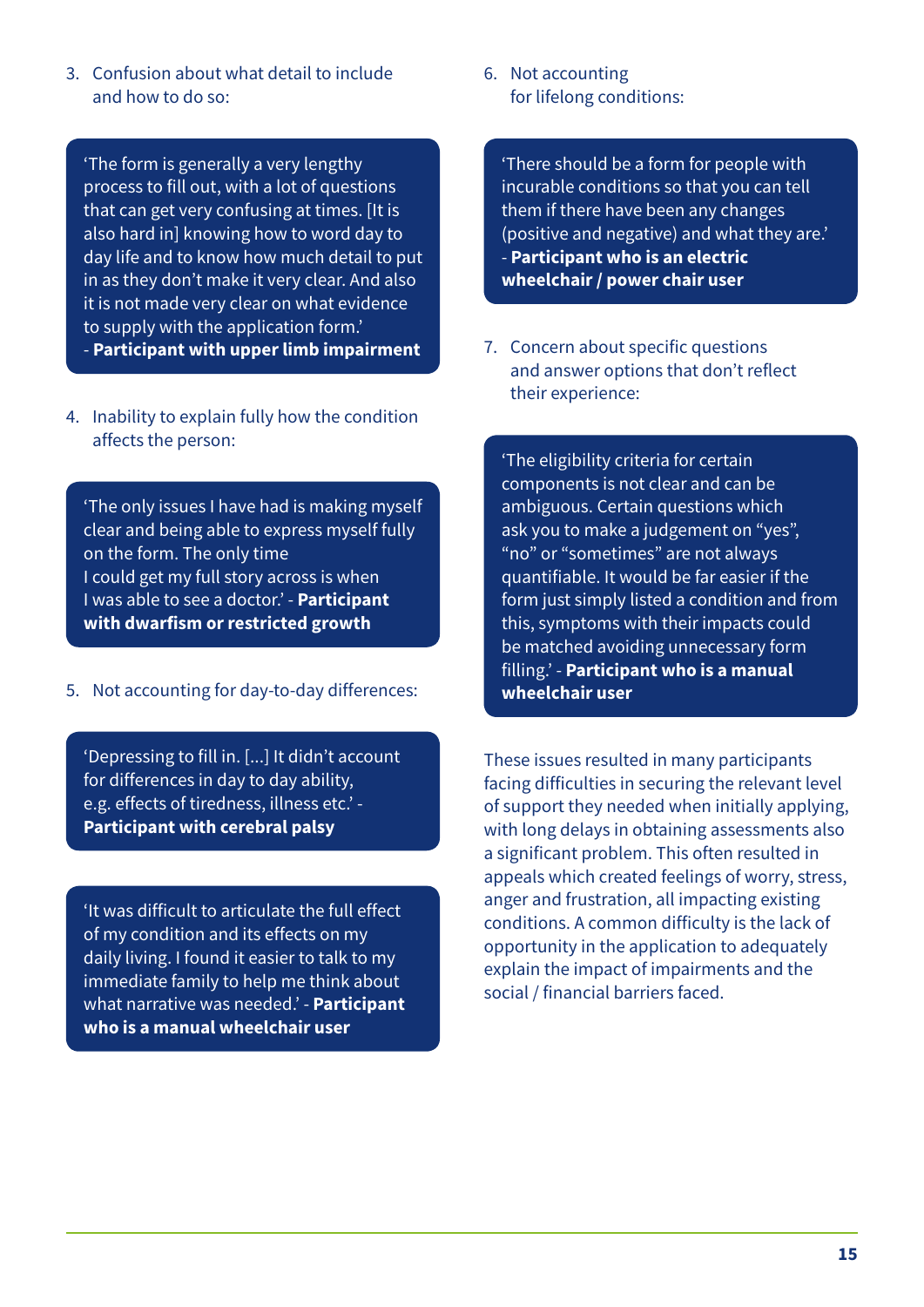3. Confusion about what detail to include and how to do so:

> 'The form is generally a very lengthy process to fill out, with a lot of questions that can get very confusing at times. [It is also hard in] knowing how to word day to day life and to know how much detail to put in as they don't make it very clear. And also it is not made very clear on what evidence to supply with the application form.' - **Participant with upper limb impairment**

4. Inability to explain fully how the condition affects the person:

> 'The only issues I have had is making myself clear and being able to express myself fully on the form. The only time I could get my full story across is when I was able to see a doctor.' - **Participant with dwarfism or restricted growth**

5. Not accounting for day-to-day differences:

> 'Depressing to fill in. [...] It didn't account for differences in day to day ability, e.g. effects of tiredness, illness etc.' - **Participant with cerebral palsy**

> 'It was difficult to articulate the full effect of my condition and its effects on my daily living. I found it easier to talk to my immediate family to help me think about what narrative was needed.' - **Participant who is a manual wheelchair user**

6. Not accounting for lifelong conditions:

> 'There should be a form for people with incurable conditions so that you can tell them if there have been any changes (positive and negative) and what they are.' - **Participant who is an electric wheelchair / power chair user**

7. Concern about specific questions and answer options that don't reflect their experience:

> 'The eligibility criteria for certain components is not clear and can be ambiguous. Certain questions which ask you to make a judgement on "yes", "no" or "sometimes" are not always quantifiable. It would be far easier if the form just simply listed a condition and from this, symptoms with their impacts could be matched avoiding unnecessary form filling.' - **Participant who is a manual wheelchair user**

These issues resulted in many participants facing difficulties in securing the relevant level of support they needed when initially applying, with long delays in obtaining assessments also a significant problem. This often resulted in appeals which created feelings of worry, stress, anger and frustration, all impacting existing conditions. A common difficulty is the lack of opportunity in the application to adequately explain the impact of impairments and the social / financial barriers faced.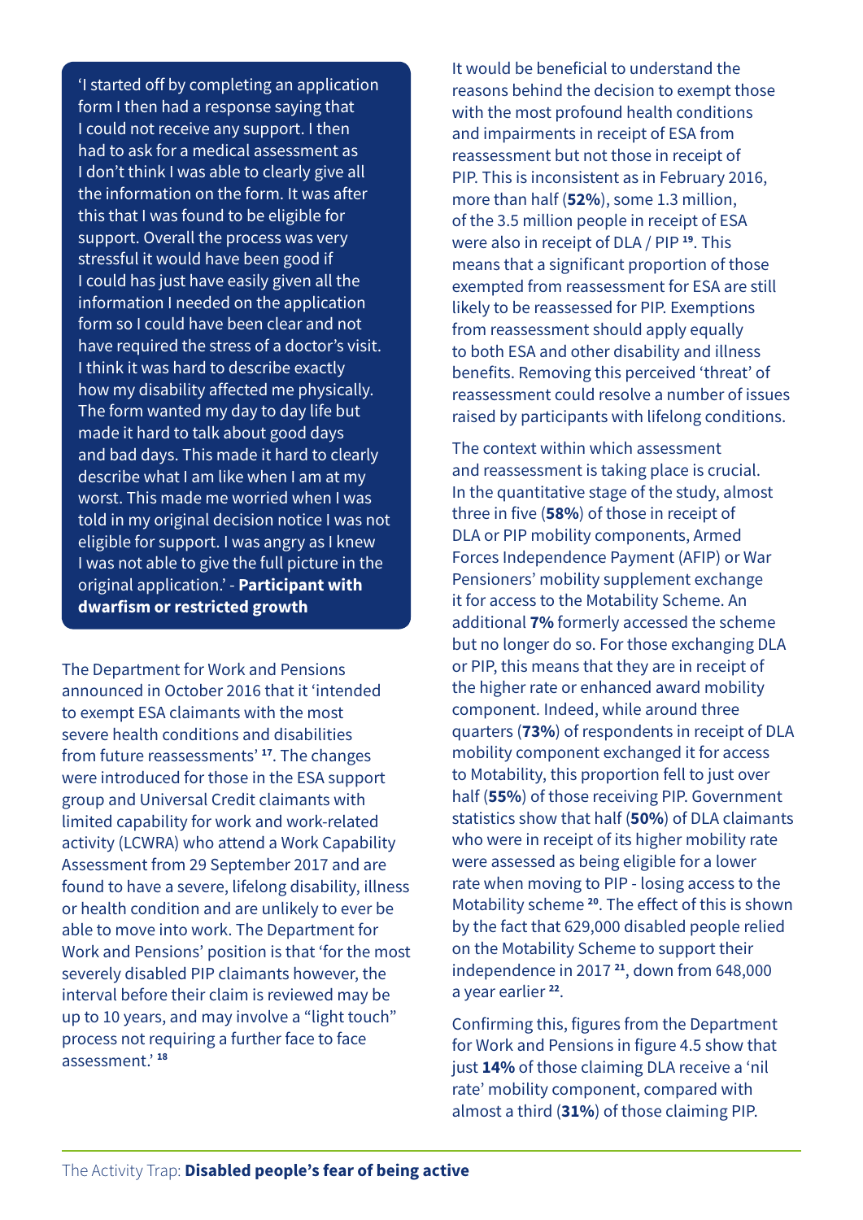'I started off by completing an application form I then had a response saying that I could not receive any support. I then had to ask for a medical assessment as I don't think I was able to clearly give all the information on the form. It was after this that I was found to be eligible for support. Overall the process was very stressful it would have been good if I could has just have easily given all the information I needed on the application form so I could have been clear and not have required the stress of a doctor's visit. I think it was hard to describe exactly how my disability affected me physically. The form wanted my day to day life but made it hard to talk about good days and bad days. This made it hard to clearly describe what I am like when I am at my worst. This made me worried when I was told in my original decision notice I was not eligible for support. I was angry as I knew I was not able to give the full picture in the original application.' - **Participant with dwarfism or restricted growth**

The Department for Work and Pensions announced in October 2016 that it 'intended to exempt ESA claimants with the most severe health conditions and disabilities from future reassessments'[17]. The changes were introduced for those in the ESA support group and Universal Credit claimants with limited capability for work and work-related activity (LCWRA) who attend a Work Capability Assessment from 29 September 2017 and are found to have a severe, lifelong disability, illness or health condition and are unlikely to ever be able to move into work. The Department for Work and Pensions' position is that 'for the most severely disabled PIP claimants however, the interval before their claim is reviewed may be up to 10 years, and may involve a "light touch" process not requiring a further face to face assessment.'[18]

It would be beneficial to understand the reasons behind the decision to exempt those with the most profound health conditions and impairments in receipt of ESA from reassessment but not those in receipt of PIP. This is inconsistent as in February 2016, more than half (**52%**), some 1.3 million, of the 3.5 million people in receipt of ESA were also in receipt of DLA / PIP[19]. This means that a significant proportion of those exempted from reassessment for ESA are still likely to be reassessed for PIP. Exemptions from reassessment should apply equally to both ESA and other disability and illness benefits. Removing this perceived 'threat' of reassessment could resolve a number of issues raised by participants with lifelong conditions.

The context within which assessment and reassessment is taking place is crucial. In the quantitative stage of the study, almost three in five (**58%**) of those in receipt of DLA or PIP mobility components, Armed Forces Independence Payment (AFIP) or War Pensioners' mobility supplement exchange it for access to the Motability Scheme. An additional **7%** formerly accessed the scheme but no longer do so. For those exchanging DLA or PIP, this means that they are in receipt of the higher rate or enhanced award mobility component. Indeed, while around three quarters (**73%**) of respondents in receipt of DLA mobility component exchanged it for access to Motability, this proportion fell to just over half (**55%**) of those receiving PIP. Government statistics show that half (**50%**) of DLA claimants who were in receipt of its higher mobility rate were assessed as being eligible for a lower rate when moving to PIP - losing access to the Motability scheme[20]. The effect of this is shown by the fact that 629,000 disabled people relied on the Motability Scheme to support their independence in 2017[21], down from 648,000 a year earlier[22].

Confirming this, figures from the Department for Work and Pensions in figure 4.5 show that just **14%** of those claiming DLA receive a 'nil rate' mobility component, compared with almost a third (**31%**) of those claiming PIP.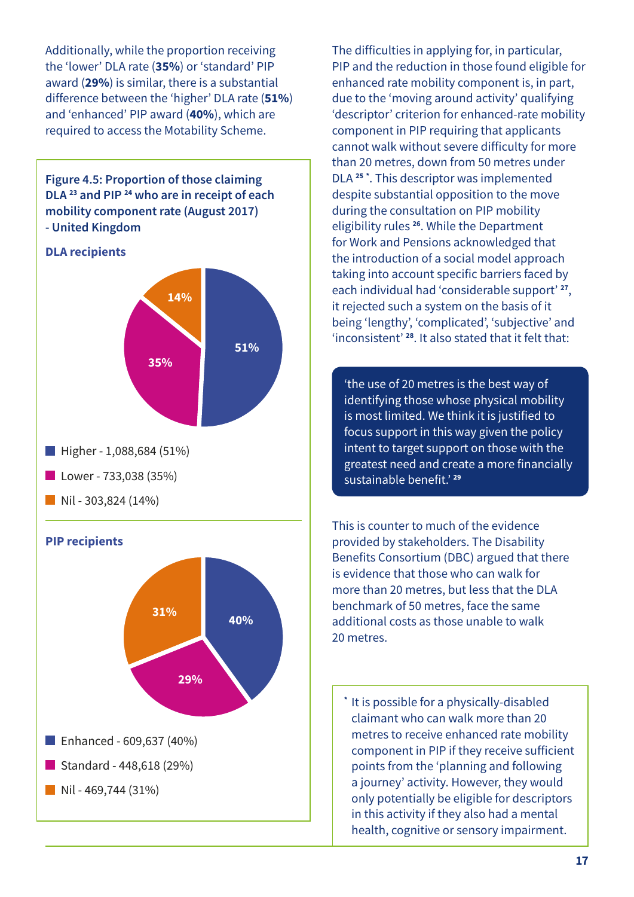Additionally, while the proportion receiving the 'lower' DLA rate (**35%**) or 'standard' PIP award (**29%**) is similar, there is a substantial difference between the 'higher' DLA rate (**51%**) and 'enhanced' PIP award (**40%**), which are required to access the Motability Scheme.

**Figure 4.5: Proportion of those claiming DLA [23] and PIP [24] who are in receipt of each mobility component rate (August 2017) - United Kingdom**

**DLA recipients**

- Higher - 1,088,684 (51%)
- Lower - 733,038 (35%)
- Nil - 303,824 (14%)

**PIP recipients**

- Enhanced - 609,637 (40%)
- Standard - 448,618 (29%)
- Nil - 469,744 (31%)

The difficulties in applying for, in particular, PIP and the reduction in those found eligible for enhanced rate mobility component is, in part, due to the 'moving around activity' qualifying 'descriptor' criterion for enhanced-rate mobility component in PIP requiring that applicants cannot walk without severe difficulty for more than 20 metres, down from 50 metres under DLA [25] *. This descriptor was implemented despite substantial opposition to the move during the consultation on PIP mobility eligibility rules [26]. While the Department for Work and Pensions acknowledged that the introduction of a social model approach taking into account specific barriers faced by each individual had 'considerable support' [27], it rejected such a system on the basis of it being 'lengthy', 'complicated', 'subjective' and 'inconsistent' [28]. It also stated that it felt that:

> 'the use of 20 metres is the best way of identifying those whose physical mobility is most limited. We think it is justified to focus support in this way given the policy intent to target support on those with the greatest need and create a more financially sustainable benefit.' [29]

This is counter to much of the evidence provided by stakeholders. The Disability Benefits Consortium (DBC) argued that there is evidence that those who can walk for more than 20 metres, but less that the DLA benchmark of 50 metres, face the same additional costs as those unable to walk 20 metres.

\* It is possible for a physically-disabled claimant who can walk more than 20 metres to receive enhanced rate mobility component in PIP if they receive sufficient points from the 'planning and following a journey' activity. However, they would only potentially be eligible for descriptors in this activity if they also had a mental health, cognitive or sensory impairment.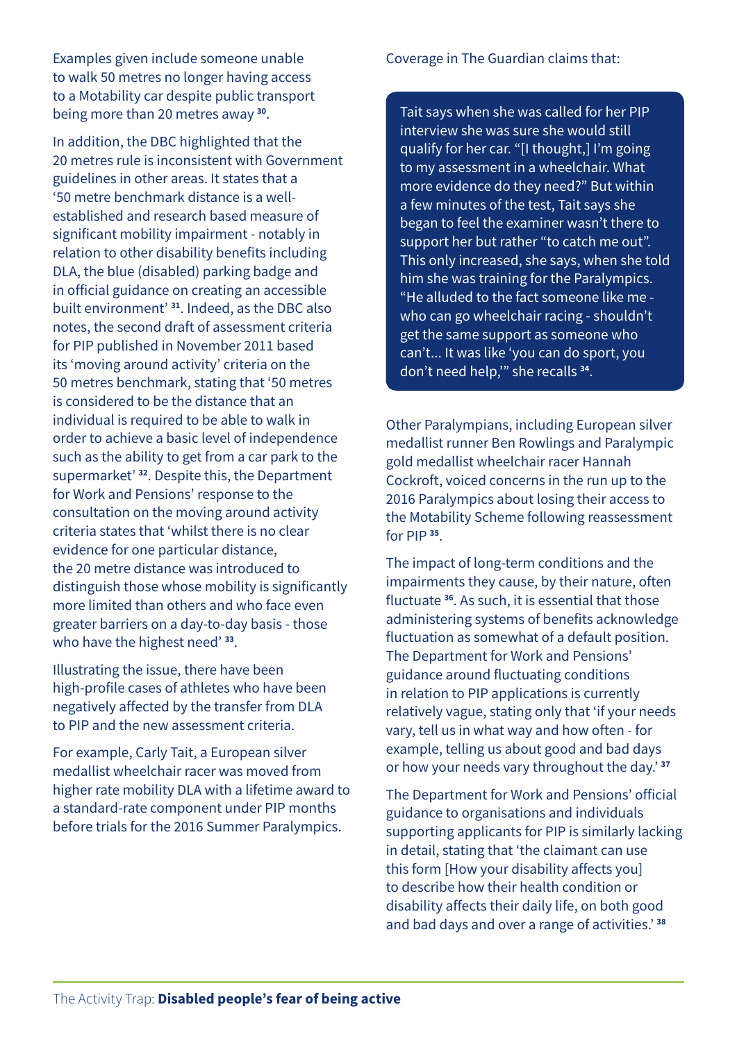Examples given include someone unable to walk 50 metres no longer having access to a Motability car despite public transport being more than 20 metres away [30].

In addition, the DBC highlighted that the 20 metres rule is inconsistent with Government guidelines in other areas. It states that a '50 metre benchmark distance is a well-established and research based measure of significant mobility impairment - notably in relation to other disability benefits including DLA, the blue (disabled) parking badge and in official guidance on creating an accessible built environment' [31]. Indeed, as the DBC also notes, the second draft of assessment criteria for PIP published in November 2011 based its 'moving around activity' criteria on the 50 metres benchmark, stating that '50 metres is considered to be the distance that an individual is required to be able to walk in order to achieve a basic level of independence such as the ability to get from a car park to the supermarket' [32]. Despite this, the Department for Work and Pensions' response to the consultation on the moving around activity criteria states that 'whilst there is no clear evidence for one particular distance, the 20 metre distance was introduced to distinguish those whose mobility is significantly more limited than others and who face even greater barriers on a day-to-day basis - those who have the highest need' [33].

Illustrating the issue, there have been high-profile cases of athletes who have been negatively affected by the transfer from DLA to PIP and the new assessment criteria.

For example, Carly Tait, a European silver medallist wheelchair racer was moved from higher rate mobility DLA with a lifetime award to a standard-rate component under PIP months before trials for the 2016 Summer Paralympics.

Coverage in The Guardian claims that:

> Tait says when she was called for her PIP interview she was sure she would still qualify for her car. "[I thought,] I'm going to my assessment in a wheelchair. What more evidence do they need?" But within a few minutes of the test, Tait says she began to feel the examiner wasn't there to support her but rather "to catch me out". This only increased, she says, when she told him she was training for the Paralympics. "He alluded to the fact someone like me - who can go wheelchair racing - shouldn't get the same support as someone who can't... It was like 'you can do sport, you don't need help,'" she recalls [34].

Other Paralympians, including European silver medallist runner Ben Rowlings and Paralympic gold medallist wheelchair racer Hannah Cockroft, voiced concerns in the run up to the 2016 Paralympics about losing their access to the Motability Scheme following reassessment for PIP [35].

The impact of long-term conditions and the impairments they cause, by their nature, often fluctuate [36]. As such, it is essential that those administering systems of benefits acknowledge fluctuation as somewhat of a default position. The Department for Work and Pensions' guidance around fluctuating conditions in relation to PIP applications is currently relatively vague, stating only that 'if your needs vary, tell us in what way and how often - for example, telling us about good and bad days or how your needs vary throughout the day.' [37]

The Department for Work and Pensions' official guidance to organisations and individuals supporting applicants for PIP is similarly lacking in detail, stating that 'the claimant can use this form [How your disability affects you] to describe how their health condition or disability affects their daily life, on both good and bad days and over a range of activities.' [38]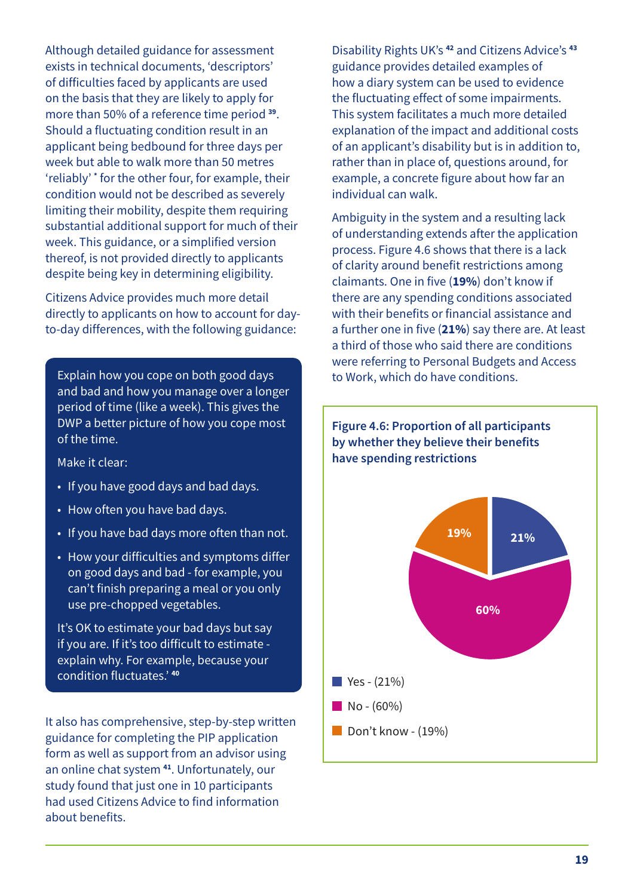Although detailed guidance for assessment exists in technical documents, 'descriptors' of difficulties faced by applicants are used on the basis that they are likely to apply for more than 50% of a reference time period [39]. Should a fluctuating condition result in an applicant being bedbound for three days per week but able to walk more than 50 metres 'reliably' [*] for the other four, for example, their condition would not be described as severely limiting their mobility, despite them requiring substantial additional support for much of their week. This guidance, or a simplified version thereof, is not provided directly to applicants despite being key in determining eligibility.

Citizens Advice provides much more detail directly to applicants on how to account for day-to-day differences, with the following guidance:

> Explain how you cope on both good days and bad and how you manage over a longer period of time (like a week). This gives the DWP a better picture of how you cope most of the time.
>
> Make it clear:
>
> - If you have good days and bad days.
> - How often you have bad days.
> - If you have bad days more often than not.
> - How your difficulties and symptoms differ on good days and bad - for example, you can't finish preparing a meal or you only use pre-chopped vegetables.
>
> It's OK to estimate your bad days but say if you are. If it's too difficult to estimate - explain why. For example, because your condition fluctuates.' [40]

It also has comprehensive, step-by-step written guidance for completing the PIP application form as well as support from an advisor using an online chat system [41]. Unfortunately, our study found that just one in 10 participants had used Citizens Advice to find information about benefits.

Disability Rights UK's [42] and Citizens Advice's [43] guidance provides detailed examples of how a diary system can be used to evidence the fluctuating effect of some impairments. This system facilitates a much more detailed explanation of the impact and additional costs of an applicant's disability but is in addition to, rather than in place of, questions around, for example, a concrete figure about how far an individual can walk.

Ambiguity in the system and a resulting lack of understanding extends after the application process. Figure 4.6 shows that there is a lack of clarity around benefit restrictions among claimants. One in five (**19%**) don't know if there are any spending conditions associated with their benefits or financial assistance and a further one in five (**21%**) say there are. At least a third of those who said there are conditions were referring to Personal Budgets and Access to Work, which do have conditions.

**Figure 4.6: Proportion of all participants by whether they believe their benefits have spending restrictions**

| Response | Proportion |
| --- | --- |
| Yes | 21% |
| No | 60% |
| Don't know | 19% |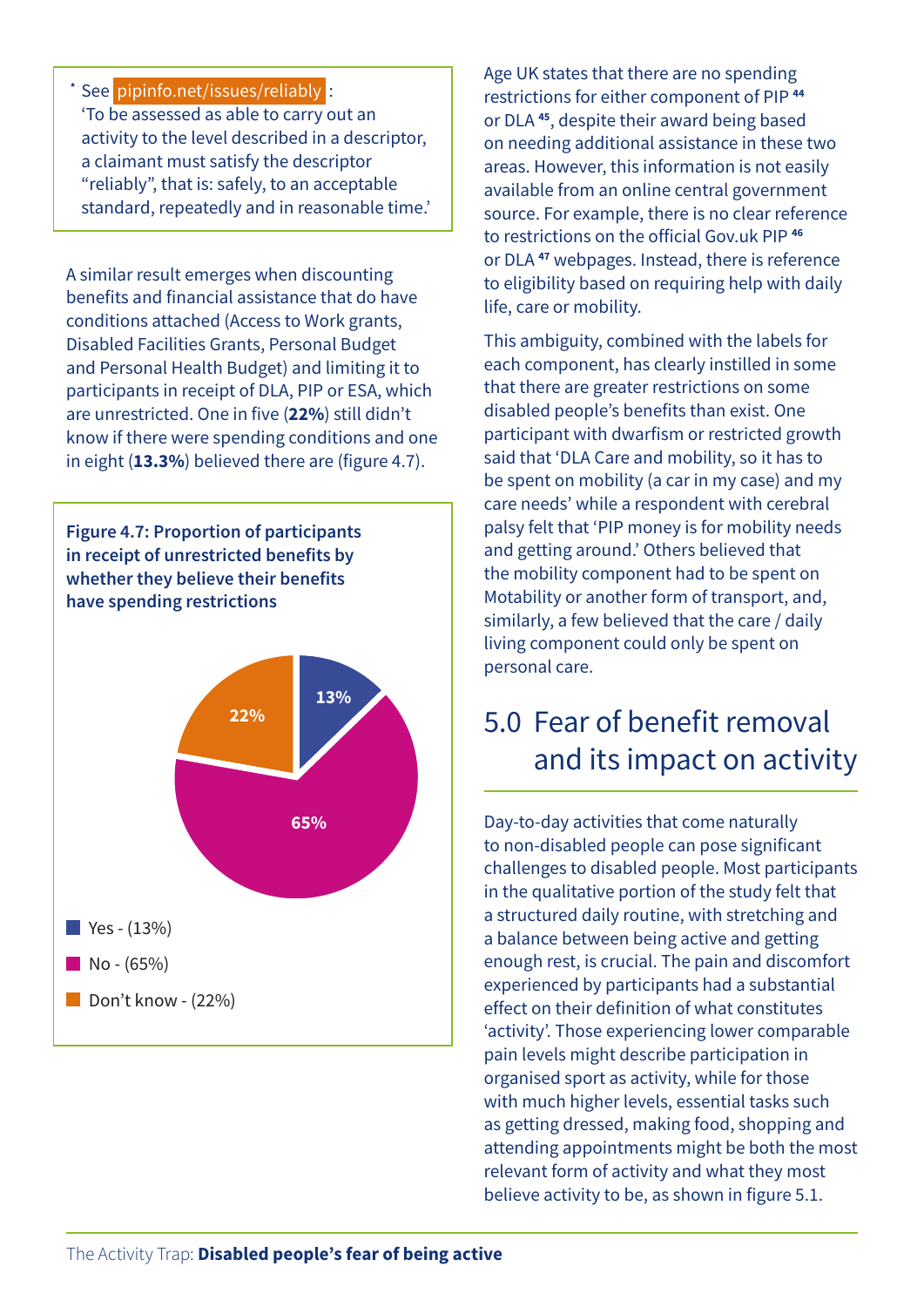* See pipinfo.net/issues/reliably :
'To be assessed as able to carry out an activity to the level described in a descriptor, a claimant must satisfy the descriptor "reliably", that is: safely, to an acceptable standard, repeatedly and in reasonable time.'

A similar result emerges when discounting benefits and financial assistance that do have conditions attached (Access to Work grants, Disabled Facilities Grants, Personal Budget and Personal Health Budget) and limiting it to participants in receipt of DLA, PIP or ESA, which are unrestricted. One in five (**22%**) still didn't know if there were spending conditions and one in eight (**13.3%**) believed there are (figure 4.7).

**Figure 4.7: Proportion of participants in receipt of unrestricted benefits by whether they believe their benefits have spending restrictions**

| Response | Percentage |
|---|---|
| Yes | 13% |
| No | 65% |
| Don't know | 22% |

Age UK states that there are no spending restrictions for either component of PIP [44] or DLA [45], despite their award being based on needing additional assistance in these two areas. However, this information is not easily available from an online central government source. For example, there is no clear reference to restrictions on the official Gov.uk PIP [46] or DLA [47] webpages. Instead, there is reference to eligibility based on requiring help with daily life, care or mobility.

This ambiguity, combined with the labels for each component, has clearly instilled in some that there are greater restrictions on some disabled people's benefits than exist. One participant with dwarfism or restricted growth said that 'DLA Care and mobility, so it has to be spent on mobility (a car in my case) and my care needs' while a respondent with cerebral palsy felt that 'PIP money is for mobility needs and getting around.' Others believed that the mobility component had to be spent on Motability or another form of transport, and, similarly, a few believed that the care / daily living component could only be spent on personal care.

## 5.0 Fear of benefit removal and its impact on activity

Day-to-day activities that come naturally to non-disabled people can pose significant challenges to disabled people. Most participants in the qualitative portion of the study felt that a structured daily routine, with stretching and a balance between being active and getting enough rest, is crucial. The pain and discomfort experienced by participants had a substantial effect on their definition of what constitutes 'activity'. Those experiencing lower comparable pain levels might describe participation in organised sport as activity, while for those with much higher levels, essential tasks such as getting dressed, making food, shopping and attending appointments might be both the most relevant form of activity and what they most believe activity to be, as shown in figure 5.1.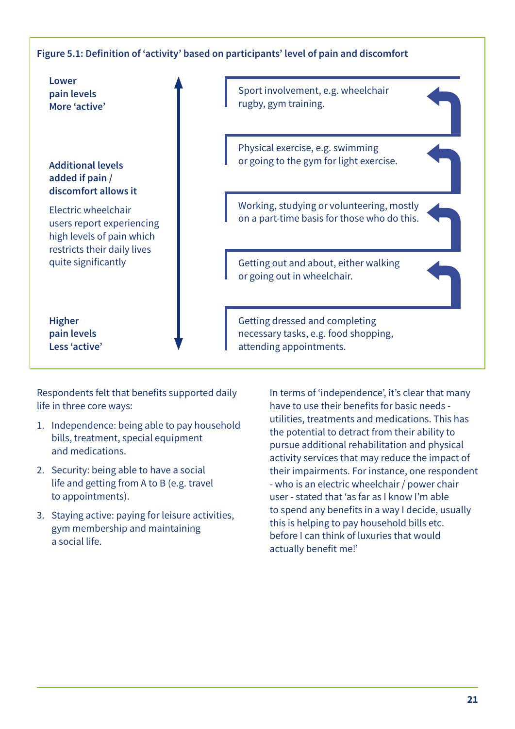**Figure 5.1: Definition of 'activity' based on participants' level of pain and discomfort**

**Lower pain levels More 'active'**

- Sport involvement, e.g. wheelchair rugby, gym training.
- Physical exercise, e.g. swimming or going to the gym for light exercise.
- Working, studying or volunteering, mostly on a part-time basis for those who do this.
- Getting out and about, either walking or going out in wheelchair.
- Getting dressed and completing necessary tasks, e.g. food shopping, attending appointments.

**Higher pain levels Less 'active'**

**Additional levels added if pain / discomfort allows it**

Electric wheelchair users report experiencing high levels of pain which restricts their daily lives quite significantly

Respondents felt that benefits supported daily life in three core ways:

1. Independence: being able to pay household bills, treatment, special equipment and medications.
2. Security: being able to have a social life and getting from A to B (e.g. travel to appointments).
3. Staying active: paying for leisure activities, gym membership and maintaining a social life.

In terms of 'independence', it's clear that many have to use their benefits for basic needs - utilities, treatments and medications. This has the potential to detract from their ability to pursue additional rehabilitation and physical activity services that may reduce the impact of their impairments. For instance, one respondent - who is an electric wheelchair / power chair user - stated that 'as far as I know I'm able to spend any benefits in a way I decide, usually this is helping to pay household bills etc. before I can think of luxuries that would actually benefit me!'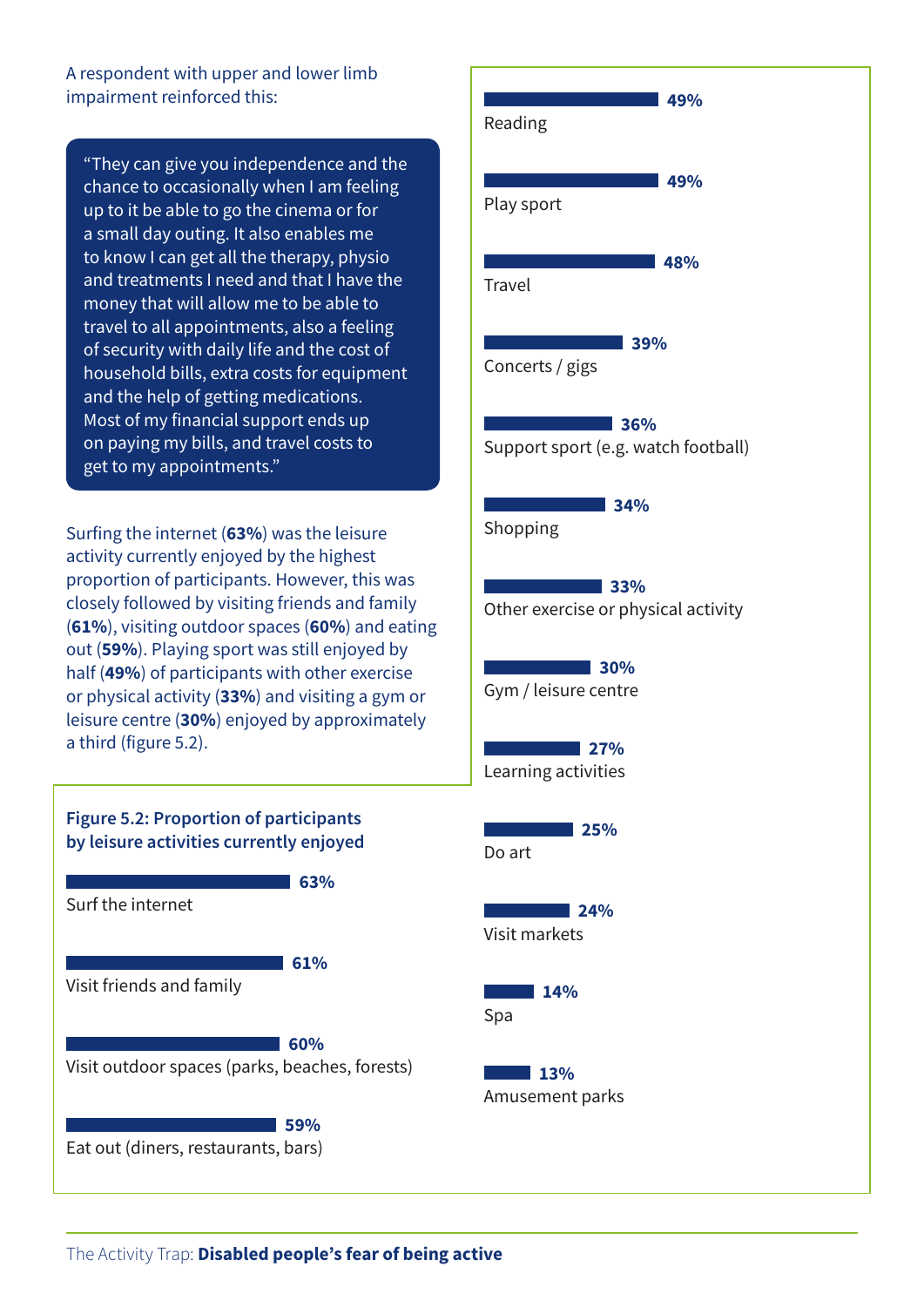A respondent with upper and lower limb impairment reinforced this:

> "They can give you independence and the chance to occasionally when I am feeling up to it be able to go the cinema or for a small day outing. It also enables me to know I can get all the therapy, physio and treatments I need and that I have the money that will allow me to be able to travel to all appointments, also a feeling of security with daily life and the cost of household bills, extra costs for equipment and the help of getting medications. Most of my financial support ends up on paying my bills, and travel costs to get to my appointments."

Surfing the internet (**63%**) was the leisure activity currently enjoyed by the highest proportion of participants. However, this was closely followed by visiting friends and family (**61%**), visiting outdoor spaces (**60%**) and eating out (**59%**). Playing sport was still enjoyed by half (**49%**) of participants with other exercise or physical activity (**33%**) and visiting a gym or leisure centre (**30%**) enjoyed by approximately a third (figure 5.2).

**Figure 5.2: Proportion of participants by leisure activities currently enjoyed**

| Leisure activity | Proportion |
|---|---|
| Surf the internet | 63% |
| Visit friends and family | 61% |
| Visit outdoor spaces (parks, beaches, forests) | 60% |
| Eat out (diners, restaurants, bars) | 59% |
| Reading | 49% |
| Play sport | 49% |
| Travel | 48% |
| Concerts / gigs | 39% |
| Support sport (e.g. watch football) | 36% |
| Shopping | 34% |
| Other exercise or physical activity | 33% |
| Gym / leisure centre | 30% |
| Learning activities | 27% |
| Do art | 25% |
| Visit markets | 24% |
| Spa | 14% |
| Amusement parks | 13% |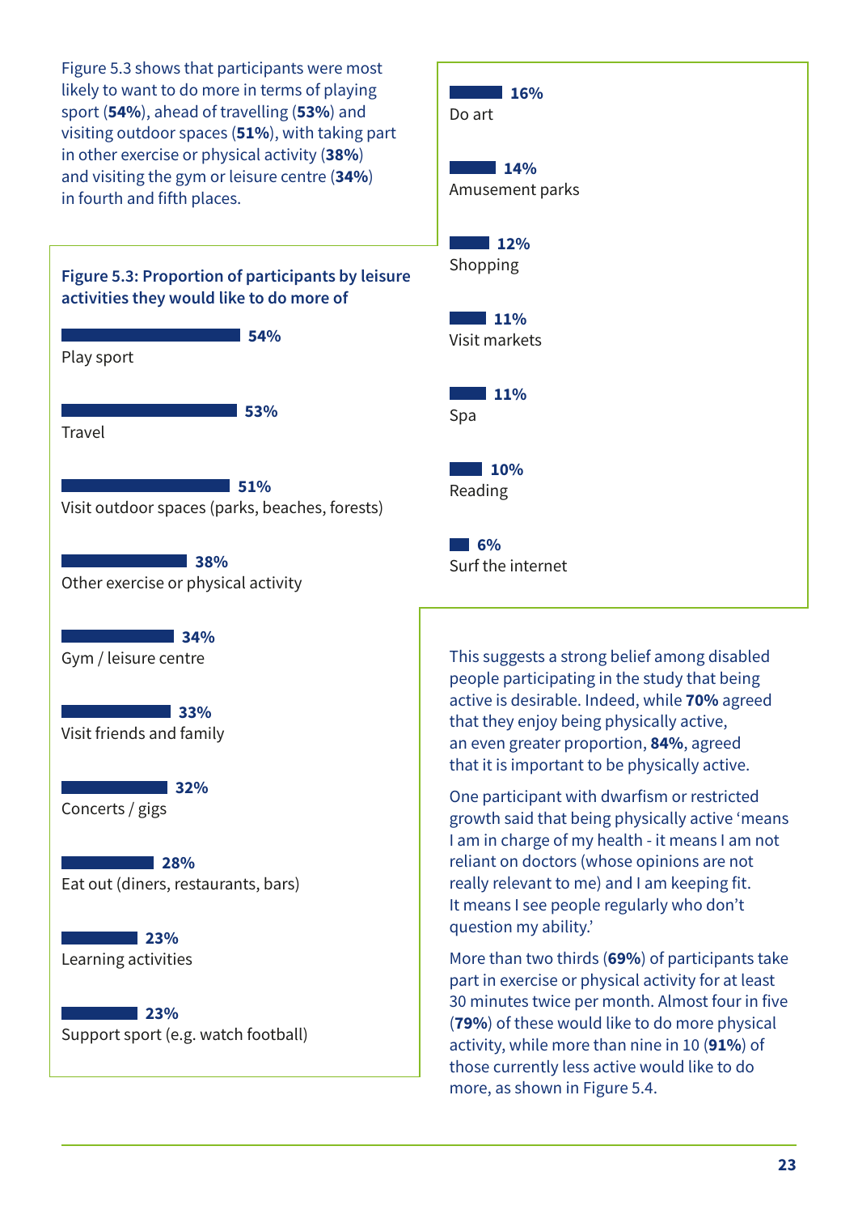Figure 5.3 shows that participants were most likely to want to do more in terms of playing sport (**54%**), ahead of travelling (**53%**) and visiting outdoor spaces (**51%**), with taking part in other exercise or physical activity (**38%**) and visiting the gym or leisure centre (**34%**) in fourth and fifth places.

**Figure 5.3: Proportion of participants by leisure activities they would like to do more of**

| Activity | Proportion |
|---|---|
| Play sport | 54% |
| Travel | 53% |
| Visit outdoor spaces (parks, beaches, forests) | 51% |
| Other exercise or physical activity | 38% |
| Gym / leisure centre | 34% |
| Visit friends and family | 33% |
| Concerts / gigs | 32% |
| Eat out (diners, restaurants, bars) | 28% |
| Learning activities | 23% |
| Support sport (e.g. watch football) | 23% |
| Do art | 16% |
| Amusement parks | 14% |
| Shopping | 12% |
| Visit markets | 11% |
| Spa | 11% |
| Reading | 10% |
| Surf the internet | 6% |

This suggests a strong belief among disabled people participating in the study that being active is desirable. Indeed, while **70%** agreed that they enjoy being physically active, an even greater proportion, **84%**, agreed that it is important to be physically active.

One participant with dwarfism or restricted growth said that being physically active 'means I am in charge of my health - it means I am not reliant on doctors (whose opinions are not really relevant to me) and I am keeping fit. It means I see people regularly who don't question my ability.'

More than two thirds (**69%**) of participants take part in exercise or physical activity for at least 30 minutes twice per month. Almost four in five (**79%**) of these would like to do more physical activity, while more than nine in 10 (**91%**) of those currently less active would like to do more, as shown in Figure 5.4.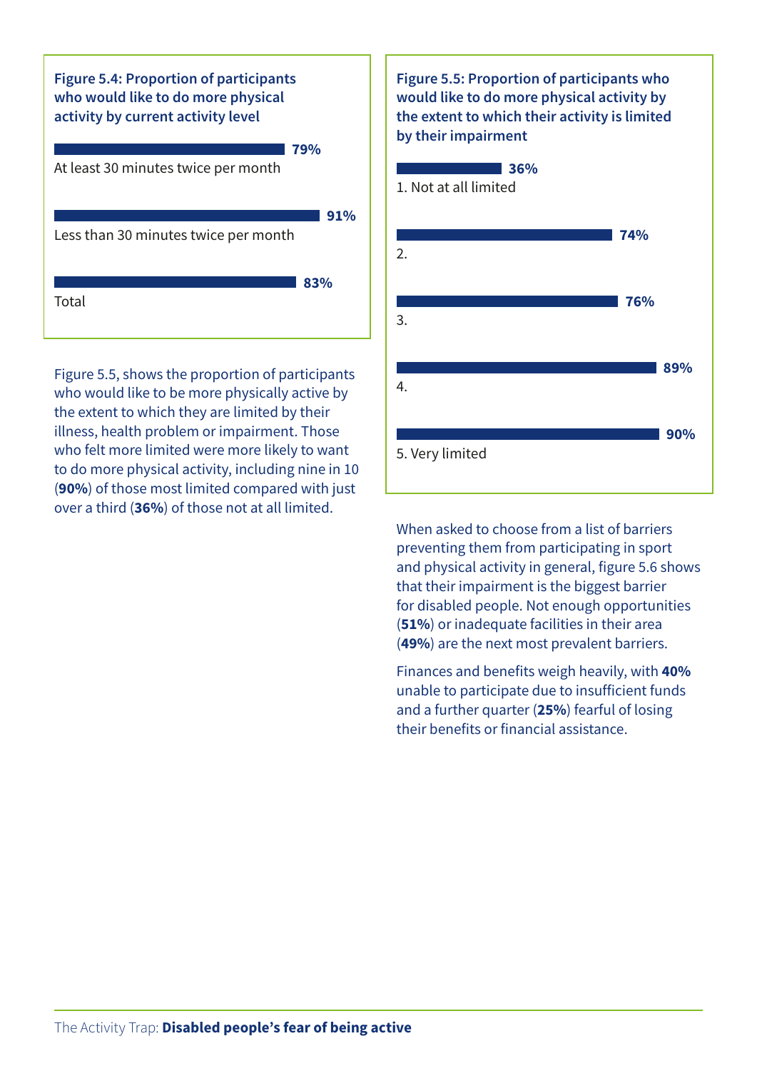**Figure 5.4: Proportion of participants who would like to do more physical activity by current activity level**

| Current activity level | Proportion |
| --- | --- |
| At least 30 minutes twice per month | 79% |
| Less than 30 minutes twice per month | 91% |
| Total | 83% |

Figure 5.5, shows the proportion of participants who would like to be more physically active by the extent to which they are limited by their illness, health problem or impairment. Those who felt more limited were more likely to want to do more physical activity, including nine in 10 (**90%**) of those most limited compared with just over a third (**36%**) of those not at all limited.

**Figure 5.5: Proportion of participants who would like to do more physical activity by the extent to which their activity is limited by their impairment**

| Extent limited | Proportion |
| --- | --- |
| 1. Not at all limited | 36% |
| 2. | 74% |
| 3. | 76% |
| 4. | 89% |
| 5. Very limited | 90% |

When asked to choose from a list of barriers preventing them from participating in sport and physical activity in general, figure 5.6 shows that their impairment is the biggest barrier for disabled people. Not enough opportunities (**51%**) or inadequate facilities in their area (**49%**) are the next most prevalent barriers.

Finances and benefits weigh heavily, with **40%** unable to participate due to insufficient funds and a further quarter (**25%**) fearful of losing their benefits or financial assistance.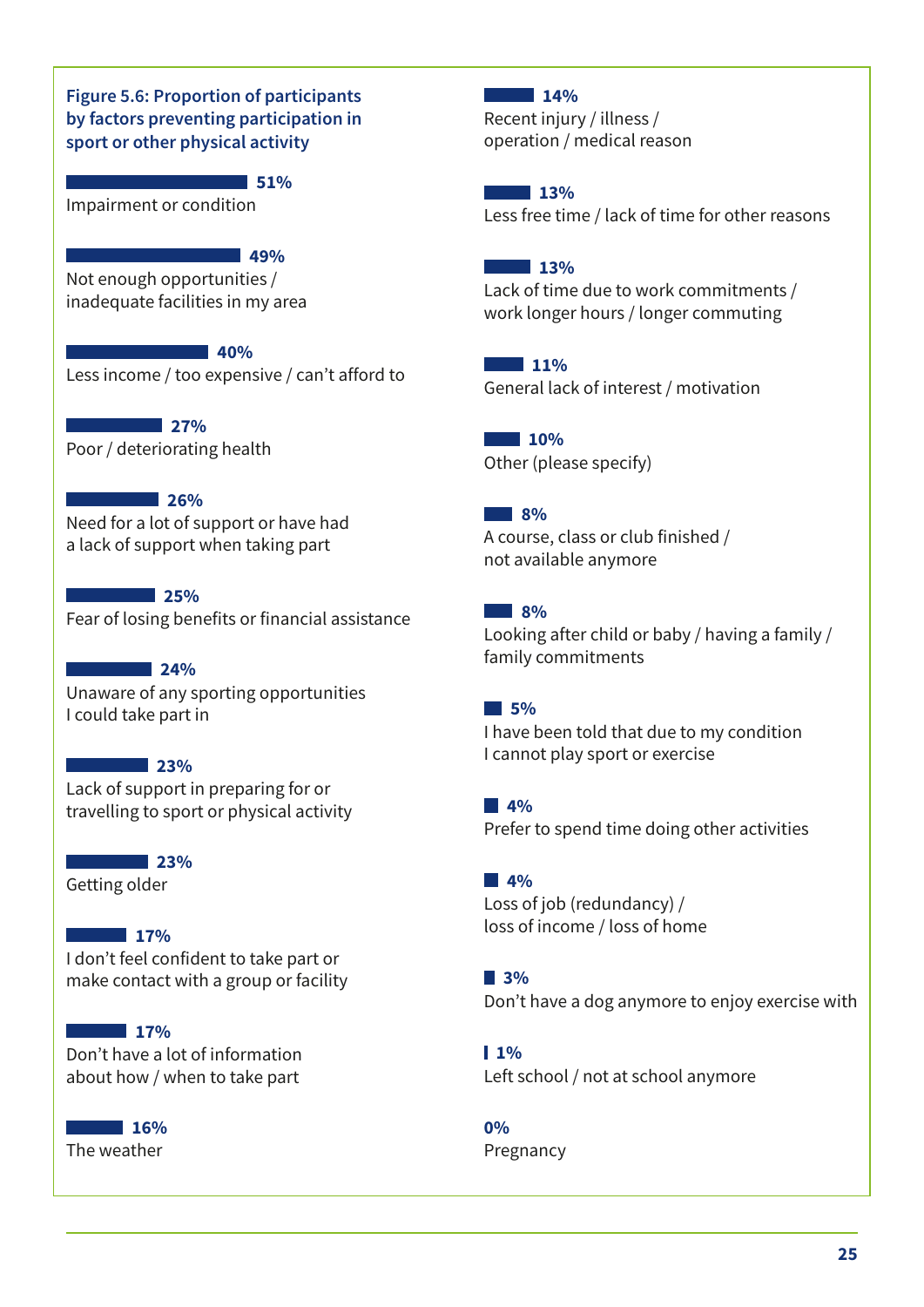**Figure 5.6: Proportion of participants by factors preventing participation in sport or other physical activity**

| Factor | Proportion |
|---|---|
| Impairment or condition | 51% |
| Not enough opportunities / inadequate facilities in my area | 49% |
| Less income / too expensive / can't afford to | 40% |
| Poor / deteriorating health | 27% |
| Need for a lot of support or have had a lack of support when taking part | 26% |
| Fear of losing benefits or financial assistance | 25% |
| Unaware of any sporting opportunities I could take part in | 24% |
| Lack of support in preparing for or travelling to sport or physical activity | 23% |
| Getting older | 23% |
| I don't feel confident to take part or make contact with a group or facility | 17% |
| Don't have a lot of information about how / when to take part | 17% |
| The weather | 16% |
| Recent injury / illness / operation / medical reason | 14% |
| Less free time / lack of time for other reasons | 13% |
| Lack of time due to work commitments / work longer hours / longer commuting | 13% |
| General lack of interest / motivation | 11% |
| Other (please specify) | 10% |
| A course, class or club finished / not available anymore | 8% |
| Looking after child or baby / having a family / family commitments | 8% |
| I have been told that due to my condition I cannot play sport or exercise | 5% |
| Prefer to spend time doing other activities | 4% |
| Loss of job (redundancy) / loss of income / loss of home | 4% |
| Don't have a dog anymore to enjoy exercise with | 3% |
| Left school / not at school anymore | 1% |
| Pregnancy | 0% |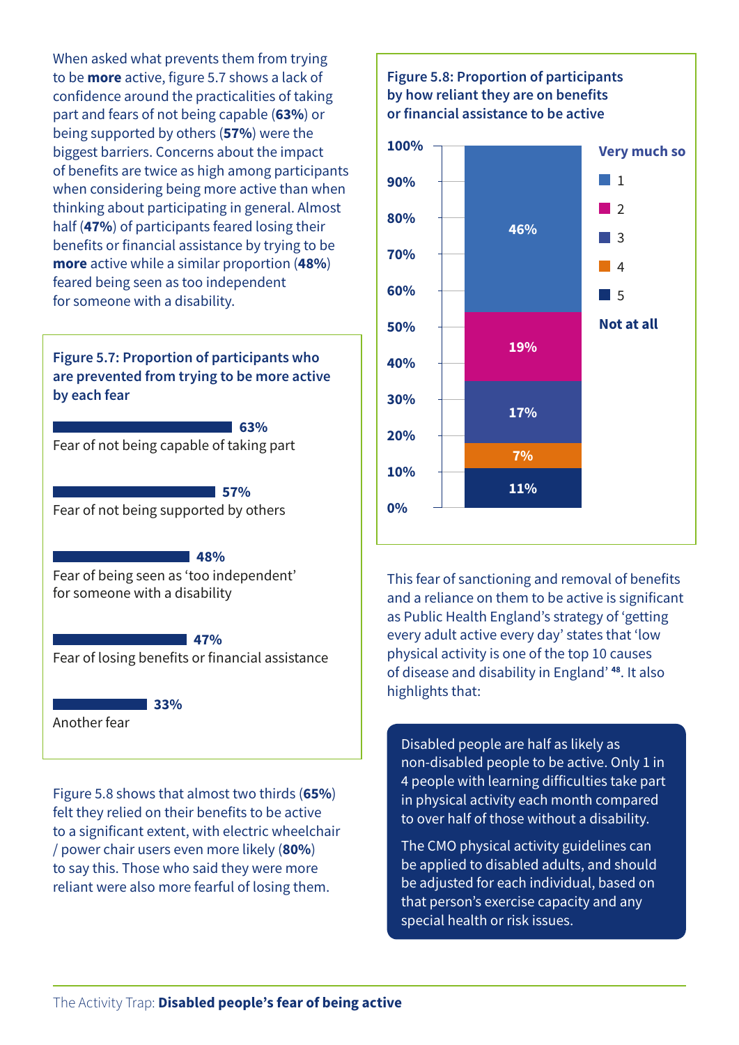When asked what prevents them from trying to be **more** active, figure 5.7 shows a lack of confidence around the practicalities of taking part and fears of not being capable (**63%**) or being supported by others (**57%**) were the biggest barriers. Concerns about the impact of benefits are twice as high among participants when considering being more active than when thinking about participating in general. Almost half (**47%**) of participants feared losing their benefits or financial assistance by trying to be **more** active while a similar proportion (**48%**) feared being seen as too independent for someone with a disability.

**Figure 5.7: Proportion of participants who are prevented from trying to be more active by each fear**

| Fear | Proportion |
| --- | --- |
| Fear of not being capable of taking part | 63% |
| Fear of not being supported by others | 57% |
| Fear of being seen as 'too independent' for someone with a disability | 48% |
| Fear of losing benefits or financial assistance | 47% |
| Another fear | 33% |

Figure 5.8 shows that almost two thirds (**65%**) felt they relied on their benefits to be active to a significant extent, with electric wheelchair / power chair users even more likely (**80%**) to say this. Those who said they were more reliant were also more fearful of losing them.

**Figure 5.8: Proportion of participants by how reliant they are on benefits or financial assistance to be active**

| Reliance (1 = Very much so, 5 = Not at all) | Proportion |
| --- | --- |
| 1 | 46% |
| 2 | 19% |
| 3 | 17% |
| 4 | 7% |
| 5 | 11% |

This fear of sanctioning and removal of benefits and a reliance on them to be active is significant as Public Health England's strategy of 'getting every adult active every day' states that 'low physical activity is one of the top 10 causes of disease and disability in England' [48]. It also highlights that:

> Disabled people are half as likely as non-disabled people to be active. Only 1 in 4 people with learning difficulties take part in physical activity each month compared to over half of those without a disability.
>
> The CMO physical activity guidelines can be applied to disabled adults, and should be adjusted for each individual, based on that person's exercise capacity and any special health or risk issues.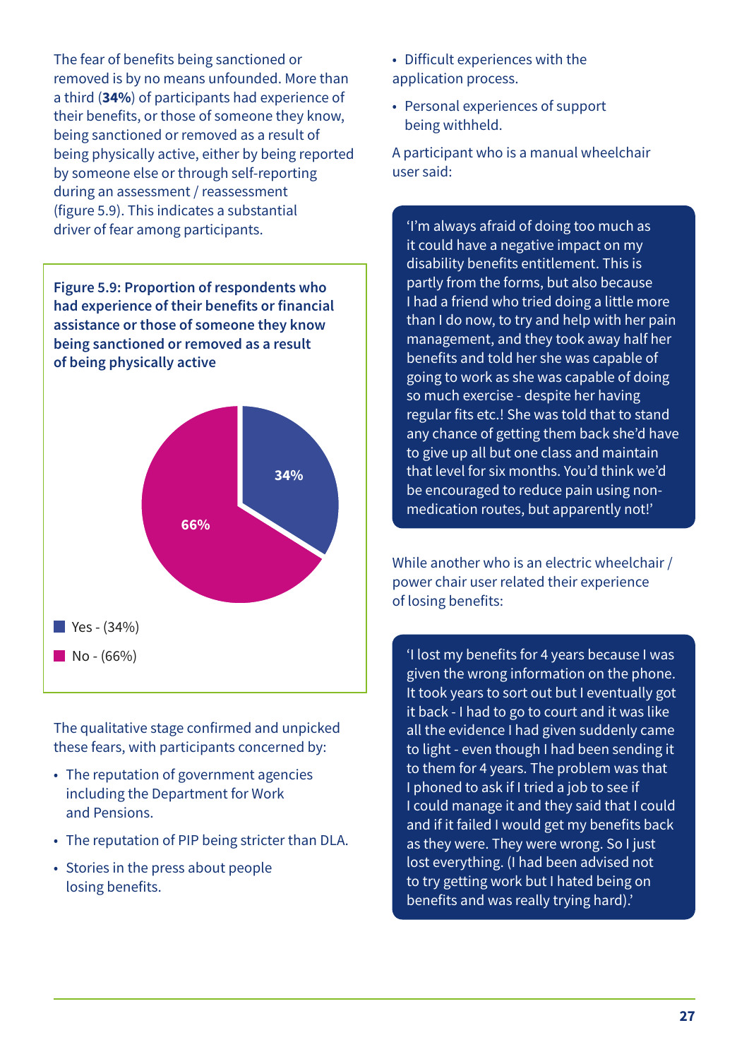The fear of benefits being sanctioned or removed is by no means unfounded. More than a third (**34%**) of participants had experience of their benefits, or those of someone they know, being sanctioned or removed as a result of being physically active, either by being reported by someone else or through self-reporting during an assessment / reassessment (figure 5.9). This indicates a substantial driver of fear among participants.

**Figure 5.9: Proportion of respondents who had experience of their benefits or financial assistance or those of someone they know being sanctioned or removed as a result of being physically active**

| Response | Proportion |
|---|---|
| Yes | 34% |
| No | 66% |

The qualitative stage confirmed and unpicked these fears, with participants concerned by:

- The reputation of government agencies including the Department for Work and Pensions.
- The reputation of PIP being stricter than DLA.
- Stories in the press about people losing benefits.
- Difficult experiences with the application process.
- Personal experiences of support being withheld.

A participant who is a manual wheelchair user said:

> 'I'm always afraid of doing too much as it could have a negative impact on my disability benefits entitlement. This is partly from the forms, but also because I had a friend who tried doing a little more than I do now, to try and help with her pain management, and they took away half her benefits and told her she was capable of going to work as she was capable of doing so much exercise - despite her having regular fits etc.! She was told that to stand any chance of getting them back she'd have to give up all but one class and maintain that level for six months. You'd think we'd be encouraged to reduce pain using non-medication routes, but apparently not!'

While another who is an electric wheelchair / power chair user related their experience of losing benefits:

> 'I lost my benefits for 4 years because I was given the wrong information on the phone. It took years to sort out but I eventually got it back - I had to go to court and it was like all the evidence I had given suddenly came to light - even though I had been sending it to them for 4 years. The problem was that I phoned to ask if I tried a job to see if I could manage it and they said that I could and if it failed I would get my benefits back as they were. They were wrong. So I just lost everything. (I had been advised not to try getting work but I hated being on benefits and was really trying hard).'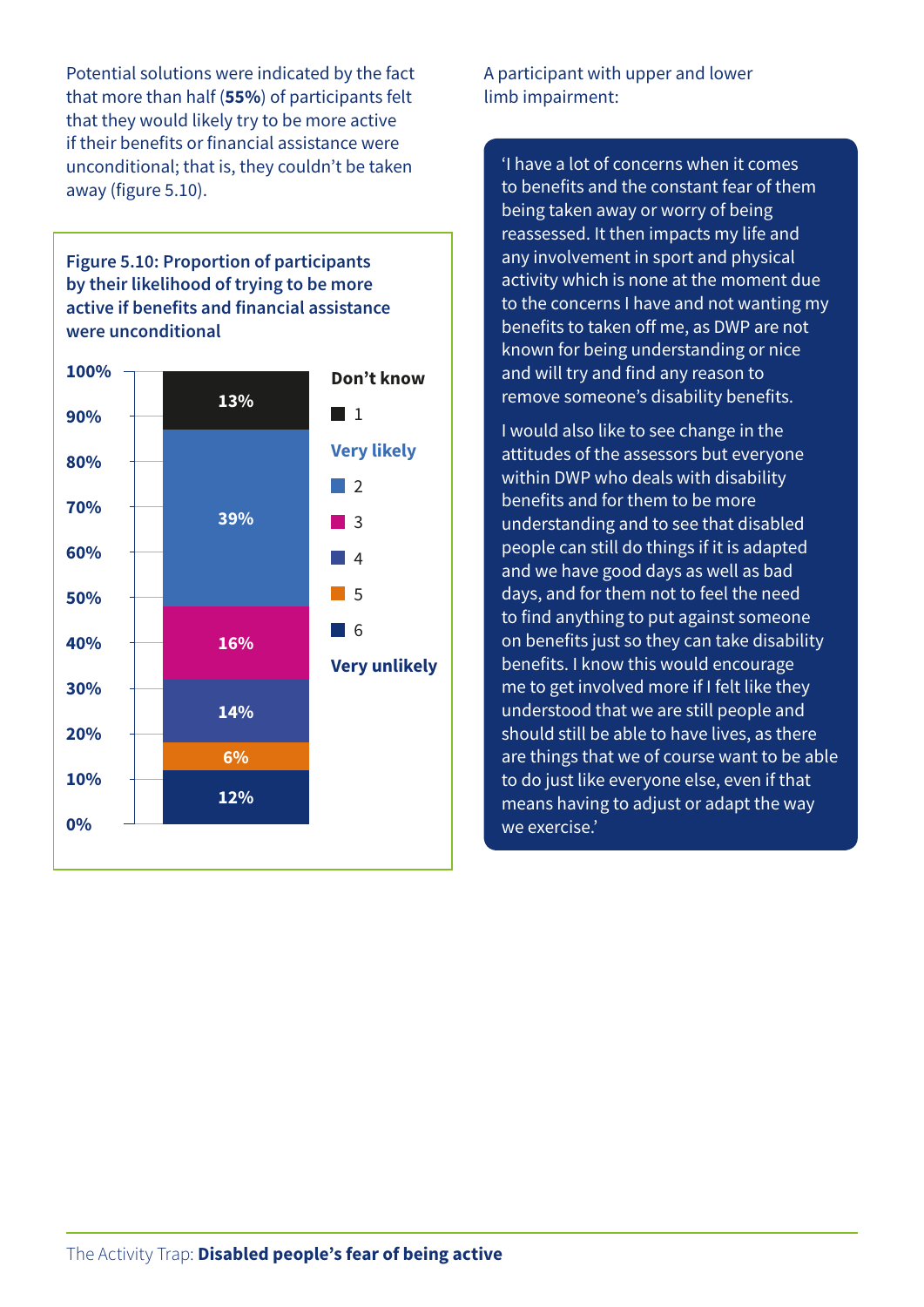Potential solutions were indicated by the fact that more than half (**55%**) of participants felt that they would likely try to be more active if their benefits or financial assistance were unconditional; that is, they couldn't be taken away (figure 5.10).

**Figure 5.10: Proportion of participants by their likelihood of trying to be more active if benefits and financial assistance were unconditional**

| Response | Percentage |
| --- | --- |
| Don't know | 13% |
| 1 – Very likely | — |
| 2 | 39% |
| 3 | 16% |
| 4 | 14% |
| 5 | 6% |
| 6 – Very unlikely | 12% |

A participant with upper and lower limb impairment:

> 'I have a lot of concerns when it comes to benefits and the constant fear of them being taken away or worry of being reassessed. It then impacts my life and any involvement in sport and physical activity which is none at the moment due to the concerns I have and not wanting my benefits to taken off me, as DWP are not known for being understanding or nice and will try and find any reason to remove someone's disability benefits.
>
> I would also like to see change in the attitudes of the assessors but everyone within DWP who deals with disability benefits and for them to be more understanding and to see that disabled people can still do things if it is adapted and we have good days as well as bad days, and for them not to feel the need to find anything to put against someone on benefits just so they can take disability benefits. I know this would encourage me to get involved more if I felt like they understood that we are still people and should still be able to have lives, as there are things that we of course want to be able to do just like everyone else, even if that means having to adjust or adapt the way we exercise.'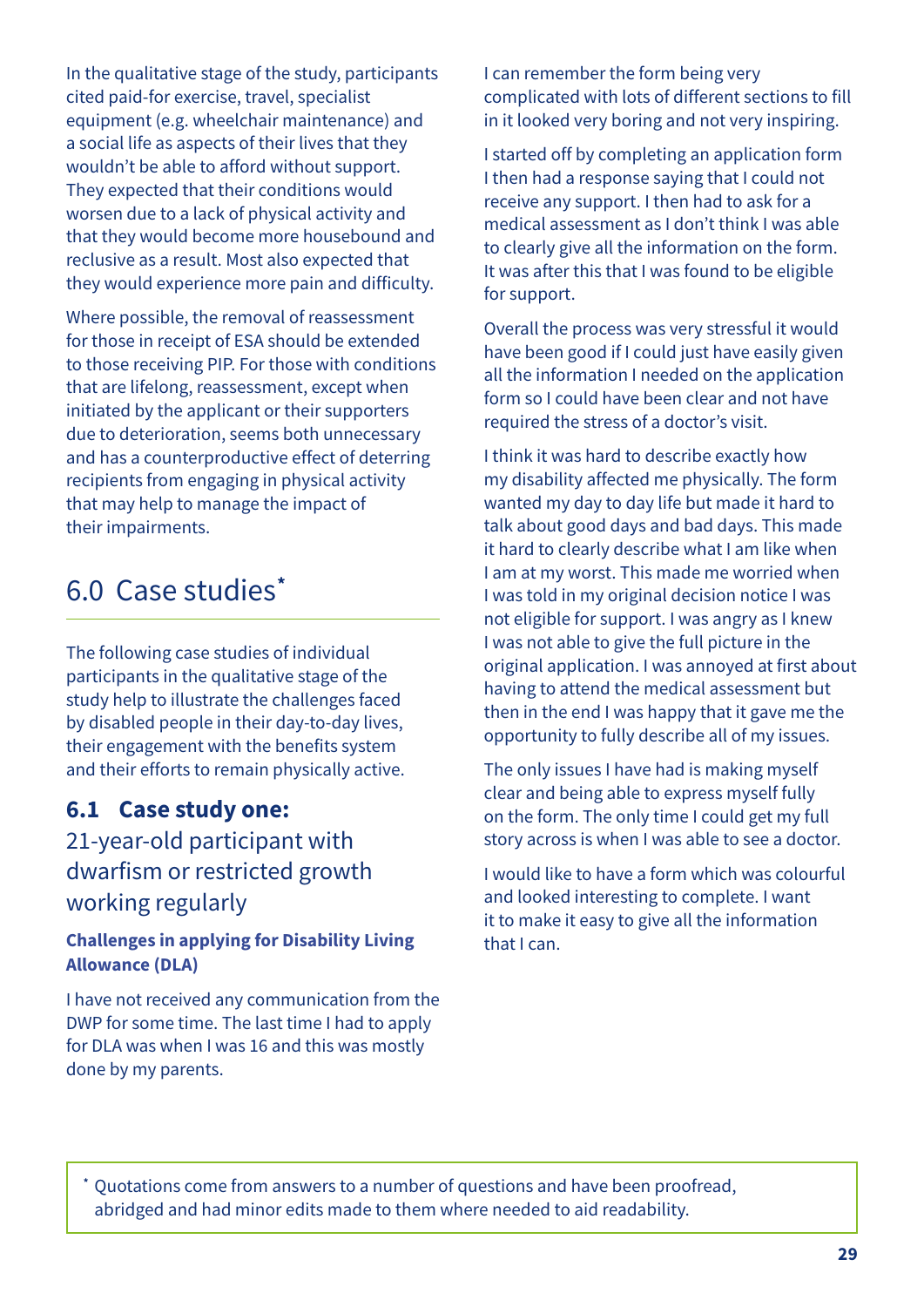In the qualitative stage of the study, participants cited paid-for exercise, travel, specialist equipment (e.g. wheelchair maintenance) and a social life as aspects of their lives that they wouldn't be able to afford without support. They expected that their conditions would worsen due to a lack of physical activity and that they would become more housebound and reclusive as a result. Most also expected that they would experience more pain and difficulty.

Where possible, the removal of reassessment for those in receipt of ESA should be extended to those receiving PIP. For those with conditions that are lifelong, reassessment, except when initiated by the applicant or their supporters due to deterioration, seems both unnecessary and has a counterproductive effect of deterring recipients from engaging in physical activity that may help to manage the impact of their impairments.

## 6.0 Case studies*

The following case studies of individual participants in the qualitative stage of the study help to illustrate the challenges faced by disabled people in their day-to-day lives, their engagement with the benefits system and their efforts to remain physically active.

### 6.1 Case study one: 21-year-old participant with dwarfism or restricted growth working regularly

#### Challenges in applying for Disability Living Allowance (DLA)

I have not received any communication from the DWP for some time. The last time I had to apply for DLA was when I was 16 and this was mostly done by my parents.

I can remember the form being very complicated with lots of different sections to fill in it looked very boring and not very inspiring.

I started off by completing an application form I then had a response saying that I could not receive any support. I then had to ask for a medical assessment as I don't think I was able to clearly give all the information on the form. It was after this that I was found to be eligible for support.

Overall the process was very stressful it would have been good if I could just have easily given all the information I needed on the application form so I could have been clear and not have required the stress of a doctor's visit.

I think it was hard to describe exactly how my disability affected me physically. The form wanted my day to day life but made it hard to talk about good days and bad days. This made it hard to clearly describe what I am like when I am at my worst. This made me worried when I was told in my original decision notice I was not eligible for support. I was angry as I knew I was not able to give the full picture in the original application. I was annoyed at first about having to attend the medical assessment but then in the end I was happy that it gave me the opportunity to fully describe all of my issues.

The only issues I have had is making myself clear and being able to express myself fully on the form. The only time I could get my full story across is when I was able to see a doctor.

I would like to have a form which was colourful and looked interesting to complete. I want it to make it easy to give all the information that I can.

* Quotations come from answers to a number of questions and have been proofread, abridged and had minor edits made to them where needed to aid readability.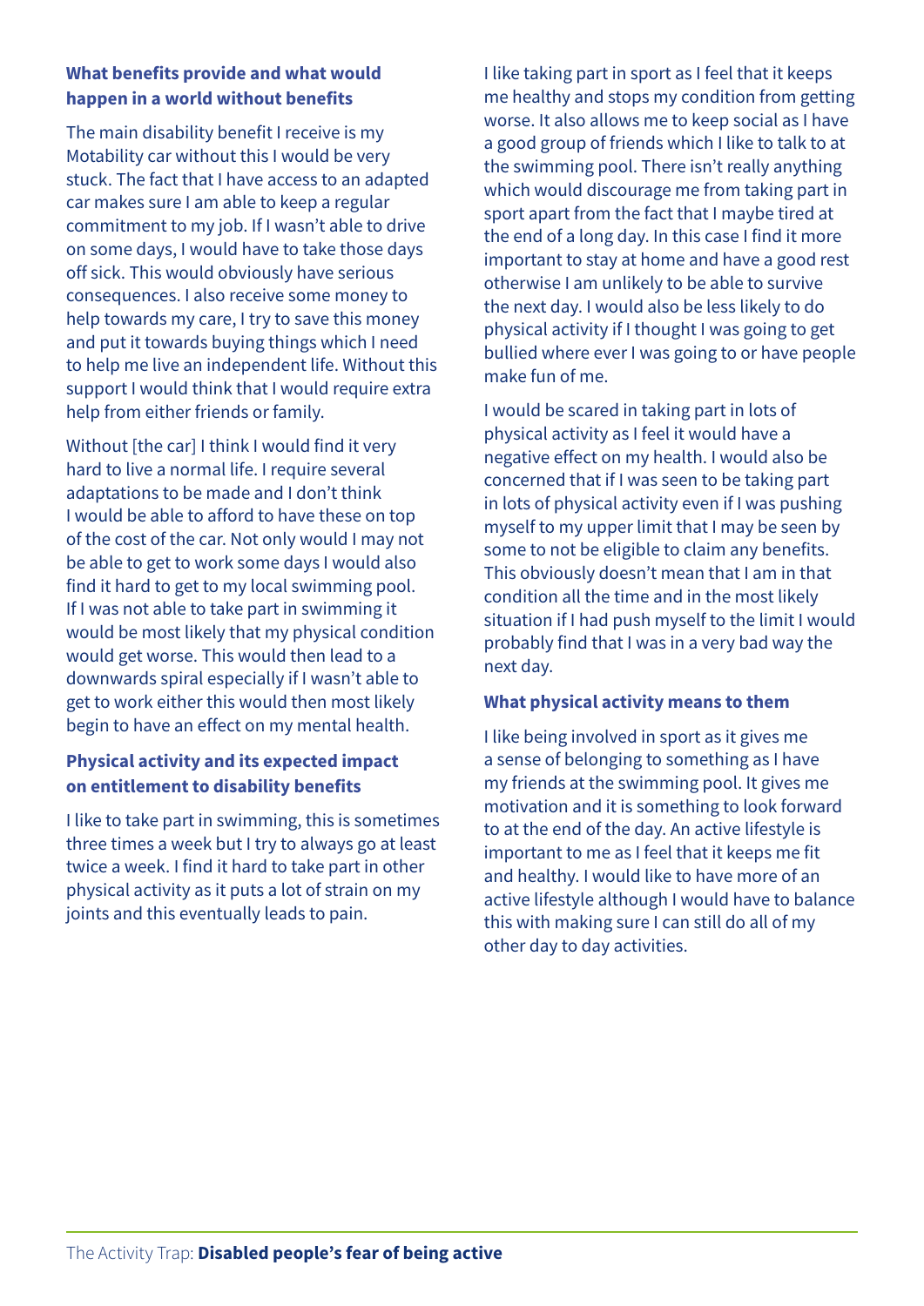### What benefits provide and what would happen in a world without benefits

The main disability benefit I receive is my Motability car without this I would be very stuck. The fact that I have access to an adapted car makes sure I am able to keep a regular commitment to my job. If I wasn't able to drive on some days, I would have to take those days off sick. This would obviously have serious consequences. I also receive some money to help towards my care, I try to save this money and put it towards buying things which I need to help me live an independent life. Without this support I would think that I would require extra help from either friends or family.

Without [the car] I think I would find it very hard to live a normal life. I require several adaptations to be made and I don't think I would be able to afford to have these on top of the cost of the car. Not only would I may not be able to get to work some days I would also find it hard to get to my local swimming pool. If I was not able to take part in swimming it would be most likely that my physical condition would get worse. This would then lead to a downwards spiral especially if I wasn't able to get to work either this would then most likely begin to have an effect on my mental health.

### Physical activity and its expected impact on entitlement to disability benefits

I like to take part in swimming, this is sometimes three times a week but I try to always go at least twice a week. I find it hard to take part in other physical activity as it puts a lot of strain on my joints and this eventually leads to pain.

I like taking part in sport as I feel that it keeps me healthy and stops my condition from getting worse. It also allows me to keep social as I have a good group of friends which I like to talk to at the swimming pool. There isn't really anything which would discourage me from taking part in sport apart from the fact that I maybe tired at the end of a long day. In this case I find it more important to stay at home and have a good rest otherwise I am unlikely to be able to survive the next day. I would also be less likely to do physical activity if I thought I was going to get bullied where ever I was going to or have people make fun of me.

I would be scared in taking part in lots of physical activity as I feel it would have a negative effect on my health. I would also be concerned that if I was seen to be taking part in lots of physical activity even if I was pushing myself to my upper limit that I may be seen by some to not be eligible to claim any benefits. This obviously doesn't mean that I am in that condition all the time and in the most likely situation if I had push myself to the limit I would probably find that I was in a very bad way the next day.

### What physical activity means to them

I like being involved in sport as it gives me a sense of belonging to something as I have my friends at the swimming pool. It gives me motivation and it is something to look forward to at the end of the day. An active lifestyle is important to me as I feel that it keeps me fit and healthy. I would like to have more of an active lifestyle although I would have to balance this with making sure I can still do all of my other day to day activities.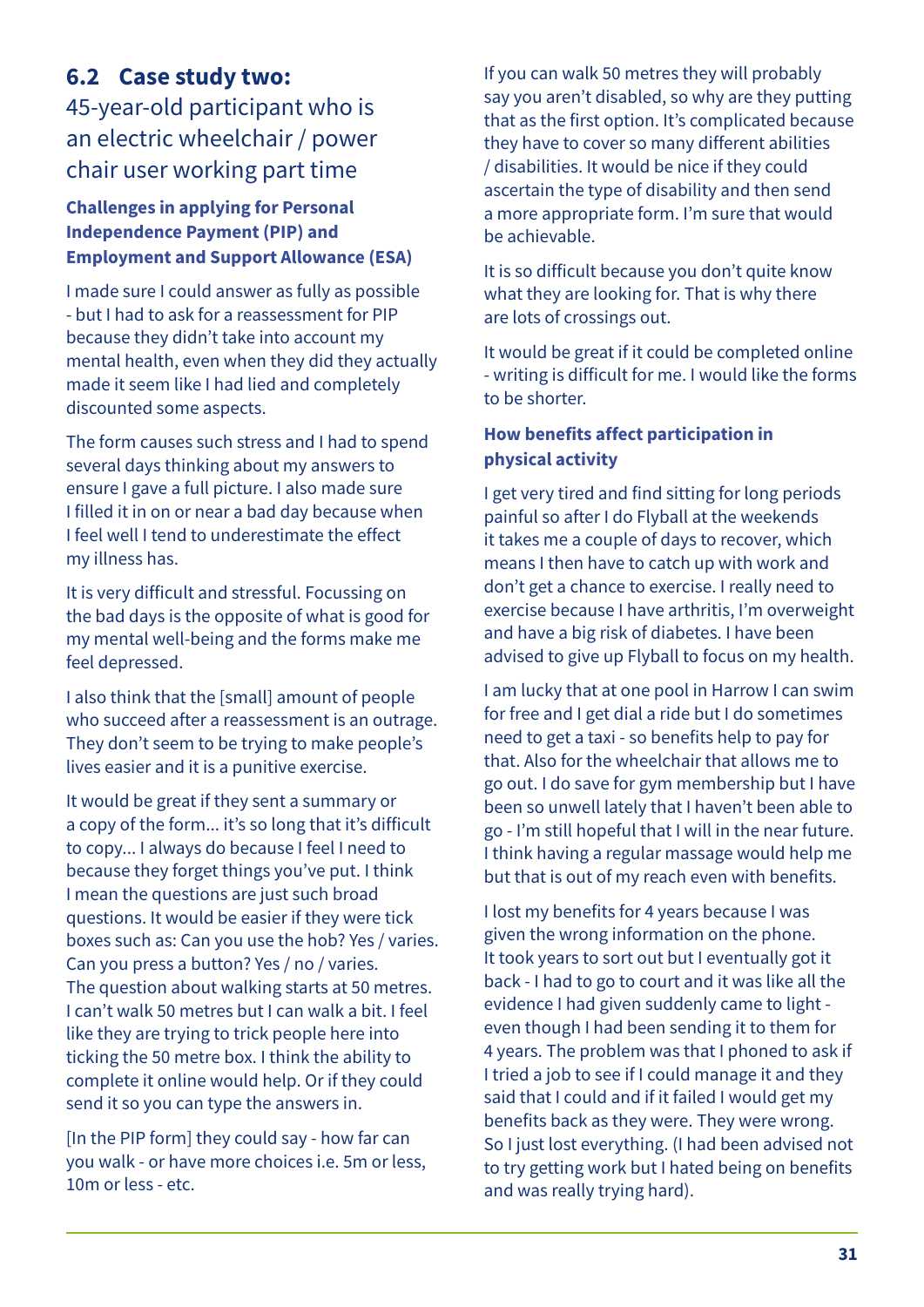## 6.2 Case study two:

45-year-old participant who is an electric wheelchair / power chair user working part time

### Challenges in applying for Personal Independence Payment (PIP) and Employment and Support Allowance (ESA)

I made sure I could answer as fully as possible - but I had to ask for a reassessment for PIP because they didn't take into account my mental health, even when they did they actually made it seem like I had lied and completely discounted some aspects.

The form causes such stress and I had to spend several days thinking about my answers to ensure I gave a full picture. I also made sure I filled it in on or near a bad day because when I feel well I tend to underestimate the effect my illness has.

It is very difficult and stressful. Focussing on the bad days is the opposite of what is good for my mental well-being and the forms make me feel depressed.

I also think that the [small] amount of people who succeed after a reassessment is an outrage. They don't seem to be trying to make people's lives easier and it is a punitive exercise.

It would be great if they sent a summary or a copy of the form... it's so long that it's difficult to copy... I always do because I feel I need to because they forget things you've put. I think I mean the questions are just such broad questions. It would be easier if they were tick boxes such as: Can you use the hob? Yes / varies. Can you press a button? Yes / no / varies. The question about walking starts at 50 metres. I can't walk 50 metres but I can walk a bit. I feel like they are trying to trick people here into ticking the 50 metre box. I think the ability to complete it online would help. Or if they could send it so you can type the answers in.

[In the PIP form] they could say - how far can you walk - or have more choices i.e. 5m or less, 10m or less - etc.

If you can walk 50 metres they will probably say you aren't disabled, so why are they putting that as the first option. It's complicated because they have to cover so many different abilities / disabilities. It would be nice if they could ascertain the type of disability and then send a more appropriate form. I'm sure that would be achievable.

It is so difficult because you don't quite know what they are looking for. That is why there are lots of crossings out.

It would be great if it could be completed online - writing is difficult for me. I would like the forms to be shorter.

### How benefits affect participation in physical activity

I get very tired and find sitting for long periods painful so after I do Flyball at the weekends it takes me a couple of days to recover, which means I then have to catch up with work and don't get a chance to exercise. I really need to exercise because I have arthritis, I'm overweight and have a big risk of diabetes. I have been advised to give up Flyball to focus on my health.

I am lucky that at one pool in Harrow I can swim for free and I get dial a ride but I do sometimes need to get a taxi - so benefits help to pay for that. Also for the wheelchair that allows me to go out. I do save for gym membership but I have been so unwell lately that I haven't been able to go - I'm still hopeful that I will in the near future. I think having a regular massage would help me but that is out of my reach even with benefits.

I lost my benefits for 4 years because I was given the wrong information on the phone. It took years to sort out but I eventually got it back - I had to go to court and it was like all the evidence I had given suddenly came to light - even though I had been sending it to them for 4 years. The problem was that I phoned to ask if I tried a job to see if I could manage it and they said that I could and if it failed I would get my benefits back as they were. They were wrong. So I just lost everything. (I had been advised not to try getting work but I hated being on benefits and was really trying hard).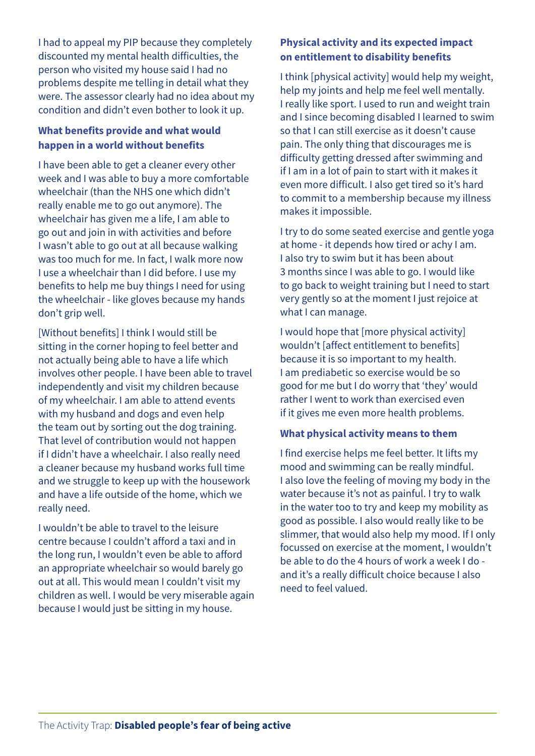I had to appeal my PIP because they completely discounted my mental health difficulties, the person who visited my house said I had no problems despite me telling in detail what they were. The assessor clearly had no idea about my condition and didn't even bother to look it up.

### What benefits provide and what would happen in a world without benefits

I have been able to get a cleaner every other week and I was able to buy a more comfortable wheelchair (than the NHS one which didn't really enable me to go out anymore). The wheelchair has given me a life, I am able to go out and join in with activities and before I wasn't able to go out at all because walking was too much for me. In fact, I walk more now I use a wheelchair than I did before. I use my benefits to help me buy things I need for using the wheelchair - like gloves because my hands don't grip well.

[Without benefits] I think I would still be sitting in the corner hoping to feel better and not actually being able to have a life which involves other people. I have been able to travel independently and visit my children because of my wheelchair. I am able to attend events with my husband and dogs and even help the team out by sorting out the dog training. That level of contribution would not happen if I didn't have a wheelchair. I also really need a cleaner because my husband works full time and we struggle to keep up with the housework and have a life outside of the home, which we really need.

I wouldn't be able to travel to the leisure centre because I couldn't afford a taxi and in the long run, I wouldn't even be able to afford an appropriate wheelchair so would barely go out at all. This would mean I couldn't visit my children as well. I would be very miserable again because I would just be sitting in my house.

### Physical activity and its expected impact on entitlement to disability benefits

I think [physical activity] would help my weight, help my joints and help me feel well mentally. I really like sport. I used to run and weight train and I since becoming disabled I learned to swim so that I can still exercise as it doesn't cause pain. The only thing that discourages me is difficulty getting dressed after swimming and if I am in a lot of pain to start with it makes it even more difficult. I also get tired so it's hard to commit to a membership because my illness makes it impossible.

I try to do some seated exercise and gentle yoga at home - it depends how tired or achy I am. I also try to swim but it has been about 3 months since I was able to go. I would like to go back to weight training but I need to start very gently so at the moment I just rejoice at what I can manage.

I would hope that [more physical activity] wouldn't [affect entitlement to benefits] because it is so important to my health. I am prediabetic so exercise would be so good for me but I do worry that 'they' would rather I went to work than exercised even if it gives me even more health problems.

### What physical activity means to them

I find exercise helps me feel better. It lifts my mood and swimming can be really mindful. I also love the feeling of moving my body in the water because it's not as painful. I try to walk in the water too to try and keep my mobility as good as possible. I also would really like to be slimmer, that would also help my mood. If I only focussed on exercise at the moment, I wouldn't be able to do the 4 hours of work a week I do - and it's a really difficult choice because I also need to feel valued.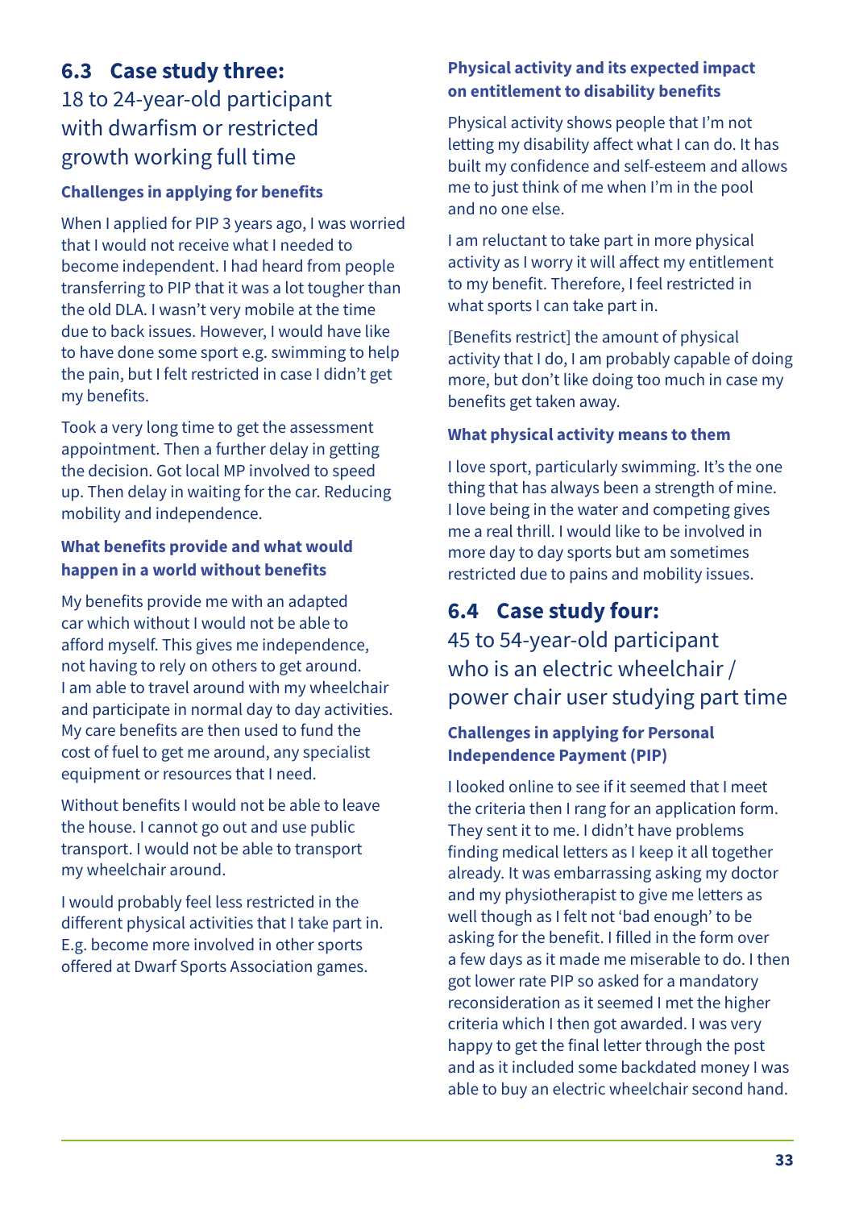## 6.3 Case study three:

18 to 24-year-old participant with dwarfism or restricted growth working full time

### Challenges in applying for benefits

When I applied for PIP 3 years ago, I was worried that I would not receive what I needed to become independent. I had heard from people transferring to PIP that it was a lot tougher than the old DLA. I wasn't very mobile at the time due to back issues. However, I would have like to have done some sport e.g. swimming to help the pain, but I felt restricted in case I didn't get my benefits.

Took a very long time to get the assessment appointment. Then a further delay in getting the decision. Got local MP involved to speed up. Then delay in waiting for the car. Reducing mobility and independence.

### What benefits provide and what would happen in a world without benefits

My benefits provide me with an adapted car which without I would not be able to afford myself. This gives me independence, not having to rely on others to get around. I am able to travel around with my wheelchair and participate in normal day to day activities. My care benefits are then used to fund the cost of fuel to get me around, any specialist equipment or resources that I need.

Without benefits I would not be able to leave the house. I cannot go out and use public transport. I would not be able to transport my wheelchair around.

I would probably feel less restricted in the different physical activities that I take part in. E.g. become more involved in other sports offered at Dwarf Sports Association games.

### Physical activity and its expected impact on entitlement to disability benefits

Physical activity shows people that I'm not letting my disability affect what I can do. It has built my confidence and self-esteem and allows me to just think of me when I'm in the pool and no one else.

I am reluctant to take part in more physical activity as I worry it will affect my entitlement to my benefit. Therefore, I feel restricted in what sports I can take part in.

[Benefits restrict] the amount of physical activity that I do, I am probably capable of doing more, but don't like doing too much in case my benefits get taken away.

### What physical activity means to them

I love sport, particularly swimming. It's the one thing that has always been a strength of mine. I love being in the water and competing gives me a real thrill. I would like to be involved in more day to day sports but am sometimes restricted due to pains and mobility issues.

## 6.4 Case study four:

45 to 54-year-old participant who is an electric wheelchair / power chair user studying part time

### Challenges in applying for Personal Independence Payment (PIP)

I looked online to see if it seemed that I meet the criteria then I rang for an application form. They sent it to me. I didn't have problems finding medical letters as I keep it all together already. It was embarrassing asking my doctor and my physiotherapist to give me letters as well though as I felt not 'bad enough' to be asking for the benefit. I filled in the form over a few days as it made me miserable to do. I then got lower rate PIP so asked for a mandatory reconsideration as it seemed I met the higher criteria which I then got awarded. I was very happy to get the final letter through the post and as it included some backdated money I was able to buy an electric wheelchair second hand.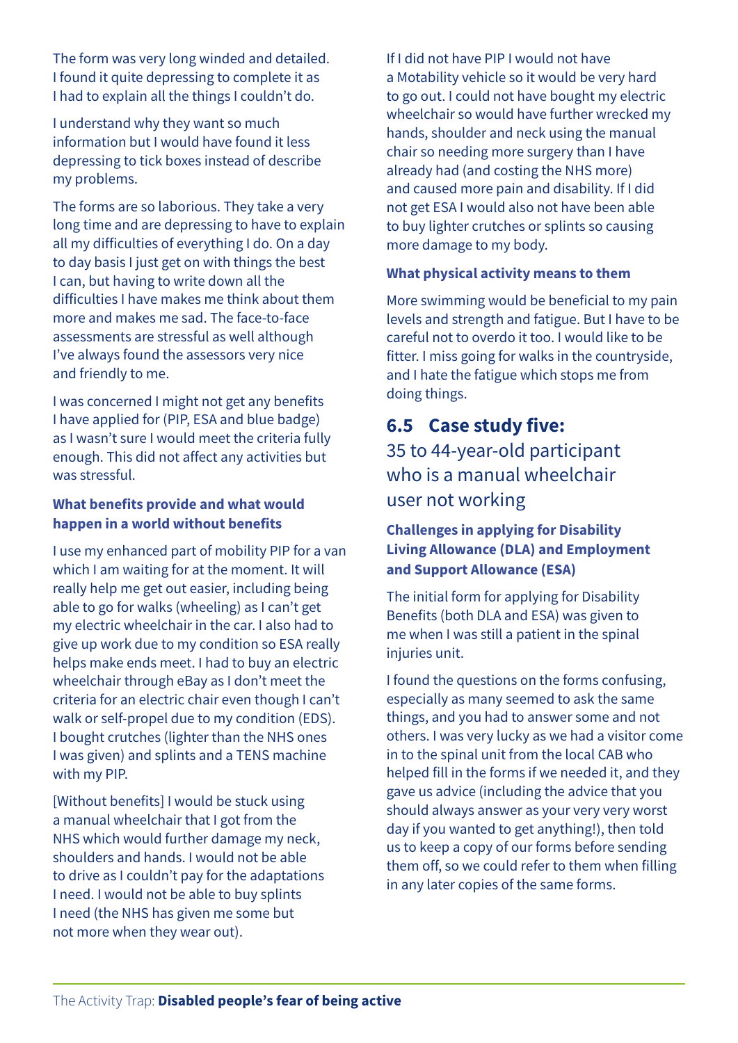The form was very long winded and detailed. I found it quite depressing to complete it as I had to explain all the things I couldn't do.

I understand why they want so much information but I would have found it less depressing to tick boxes instead of describe my problems.

The forms are so laborious. They take a very long time and are depressing to have to explain all my difficulties of everything I do. On a day to day basis I just get on with things the best I can, but having to write down all the difficulties I have makes me think about them more and makes me sad. The face-to-face assessments are stressful as well although I've always found the assessors very nice and friendly to me.

I was concerned I might not get any benefits I have applied for (PIP, ESA and blue badge) as I wasn't sure I would meet the criteria fully enough. This did not affect any activities but was stressful.

#### What benefits provide and what would happen in a world without benefits

I use my enhanced part of mobility PIP for a van which I am waiting for at the moment. It will really help me get out easier, including being able to go for walks (wheeling) as I can't get my electric wheelchair in the car. I also had to give up work due to my condition so ESA really helps make ends meet. I had to buy an electric wheelchair through eBay as I don't meet the criteria for an electric chair even though I can't walk or self-propel due to my condition (EDS). I bought crutches (lighter than the NHS ones I was given) and splints and a TENS machine with my PIP.

[Without benefits] I would be stuck using a manual wheelchair that I got from the NHS which would further damage my neck, shoulders and hands. I would not be able to drive as I couldn't pay for the adaptations I need. I would not be able to buy splints I need (the NHS has given me some but not more when they wear out).

If I did not have PIP I would not have a Motability vehicle so it would be very hard to go out. I could not have bought my electric wheelchair so would have further wrecked my hands, shoulder and neck using the manual chair so needing more surgery than I have already had (and costing the NHS more) and caused more pain and disability. If I did not get ESA I would also not have been able to buy lighter crutches or splints so causing more damage to my body.

#### What physical activity means to them

More swimming would be beneficial to my pain levels and strength and fatigue. But I have to be careful not to overdo it too. I would like to be fitter. I miss going for walks in the countryside, and I hate the fatigue which stops me from doing things.

## 6.5 Case study five:

35 to 44-year-old participant who is a manual wheelchair user not working

#### Challenges in applying for Disability Living Allowance (DLA) and Employment and Support Allowance (ESA)

The initial form for applying for Disability Benefits (both DLA and ESA) was given to me when I was still a patient in the spinal injuries unit.

I found the questions on the forms confusing, especially as many seemed to ask the same things, and you had to answer some and not others. I was very lucky as we had a visitor come in to the spinal unit from the local CAB who helped fill in the forms if we needed it, and they gave us advice (including the advice that you should always answer as your very very worst day if you wanted to get anything!), then told us to keep a copy of our forms before sending them off, so we could refer to them when filling in any later copies of the same forms.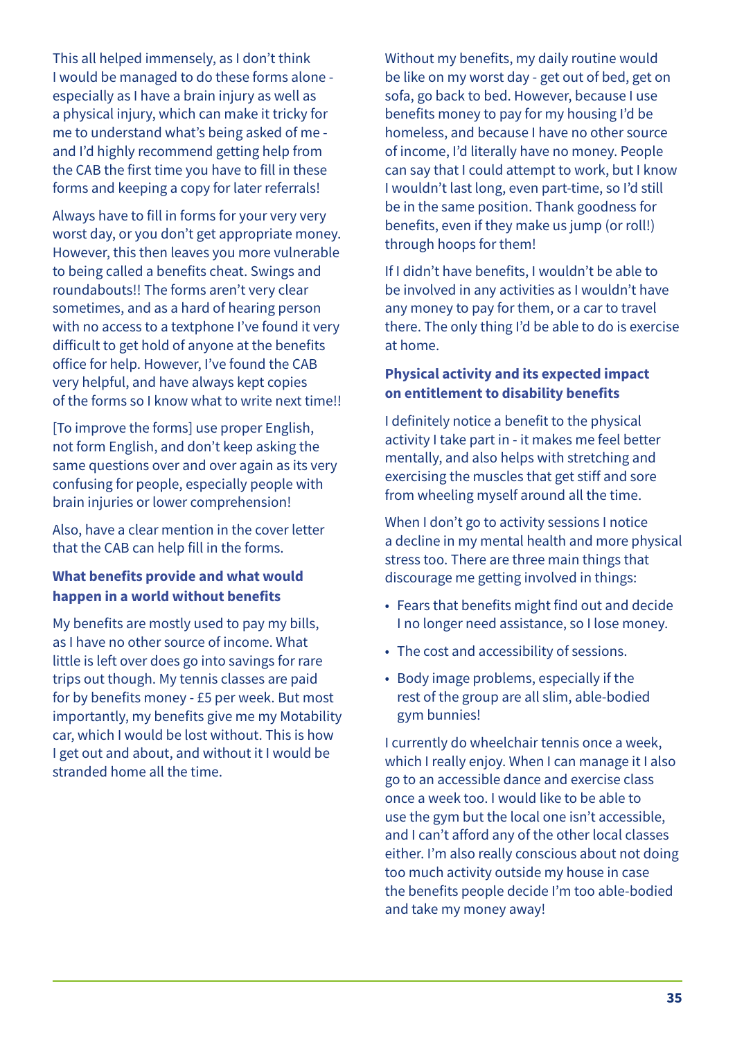This all helped immensely, as I don't think I would be managed to do these forms alone - especially as I have a brain injury as well as a physical injury, which can make it tricky for me to understand what's being asked of me - and I'd highly recommend getting help from the CAB the first time you have to fill in these forms and keeping a copy for later referrals!

Always have to fill in forms for your very very worst day, or you don't get appropriate money. However, this then leaves you more vulnerable to being called a benefits cheat. Swings and roundabouts!! The forms aren't very clear sometimes, and as a hard of hearing person with no access to a textphone I've found it very difficult to get hold of anyone at the benefits office for help. However, I've found the CAB very helpful, and have always kept copies of the forms so I know what to write next time!!

[To improve the forms] use proper English, not form English, and don't keep asking the same questions over and over again as its very confusing for people, especially people with brain injuries or lower comprehension!

Also, have a clear mention in the cover letter that the CAB can help fill in the forms.

### What benefits provide and what would happen in a world without benefits

My benefits are mostly used to pay my bills, as I have no other source of income. What little is left over does go into savings for rare trips out though. My tennis classes are paid for by benefits money - £5 per week. But most importantly, my benefits give me my Motability car, which I would be lost without. This is how I get out and about, and without it I would be stranded home all the time.

Without my benefits, my daily routine would be like on my worst day - get out of bed, get on sofa, go back to bed. However, because I use benefits money to pay for my housing I'd be homeless, and because I have no other source of income, I'd literally have no money. People can say that I could attempt to work, but I know I wouldn't last long, even part-time, so I'd still be in the same position. Thank goodness for benefits, even if they make us jump (or roll!) through hoops for them!

If I didn't have benefits, I wouldn't be able to be involved in any activities as I wouldn't have any money to pay for them, or a car to travel there. The only thing I'd be able to do is exercise at home.

### Physical activity and its expected impact on entitlement to disability benefits

I definitely notice a benefit to the physical activity I take part in - it makes me feel better mentally, and also helps with stretching and exercising the muscles that get stiff and sore from wheeling myself around all the time.

When I don't go to activity sessions I notice a decline in my mental health and more physical stress too. There are three main things that discourage me getting involved in things:

- Fears that benefits might find out and decide I no longer need assistance, so I lose money.
- The cost and accessibility of sessions.
- Body image problems, especially if the rest of the group are all slim, able-bodied gym bunnies!

I currently do wheelchair tennis once a week, which I really enjoy. When I can manage it I also go to an accessible dance and exercise class once a week too. I would like to be able to use the gym but the local one isn't accessible, and I can't afford any of the other local classes either. I'm also really conscious about not doing too much activity outside my house in case the benefits people decide I'm too able-bodied and take my money away!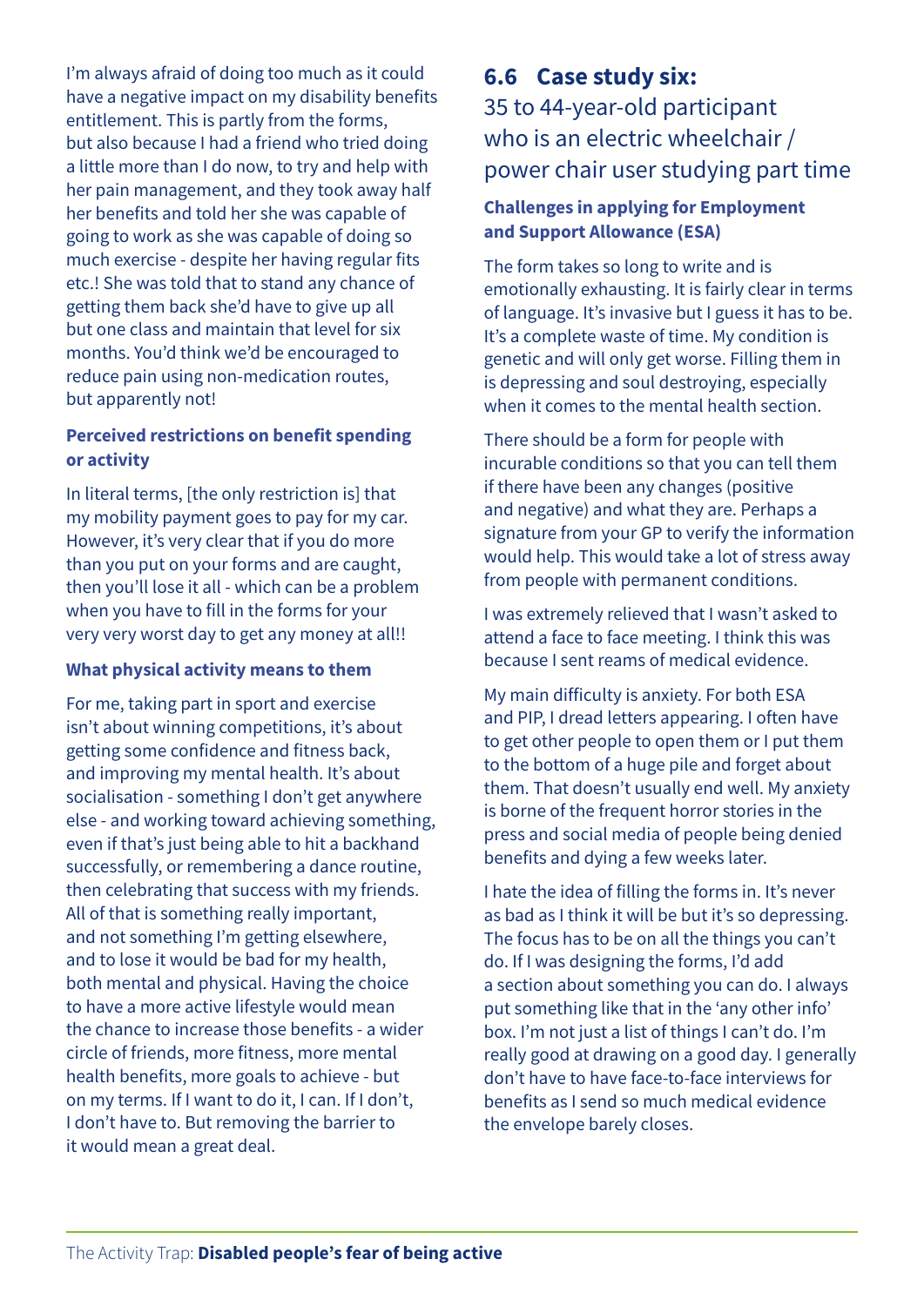I'm always afraid of doing too much as it could have a negative impact on my disability benefits entitlement. This is partly from the forms, but also because I had a friend who tried doing a little more than I do now, to try and help with her pain management, and they took away half her benefits and told her she was capable of going to work as she was capable of doing so much exercise - despite her having regular fits etc.! She was told that to stand any chance of getting them back she'd have to give up all but one class and maintain that level for six months. You'd think we'd be encouraged to reduce pain using non-medication routes, but apparently not!

#### Perceived restrictions on benefit spending or activity

In literal terms, [the only restriction is] that my mobility payment goes to pay for my car. However, it's very clear that if you do more than you put on your forms and are caught, then you'll lose it all - which can be a problem when you have to fill in the forms for your very very worst day to get any money at all!!

#### What physical activity means to them

For me, taking part in sport and exercise isn't about winning competitions, it's about getting some confidence and fitness back, and improving my mental health. It's about socialisation - something I don't get anywhere else - and working toward achieving something, even if that's just being able to hit a backhand successfully, or remembering a dance routine, then celebrating that success with my friends. All of that is something really important, and not something I'm getting elsewhere, and to lose it would be bad for my health, both mental and physical. Having the choice to have a more active lifestyle would mean the chance to increase those benefits - a wider circle of friends, more fitness, more mental health benefits, more goals to achieve - but on my terms. If I want to do it, I can. If I don't, I don't have to. But removing the barrier to it would mean a great deal.

## 6.6 Case study six:
35 to 44-year-old participant who is an electric wheelchair / power chair user studying part time

#### Challenges in applying for Employment and Support Allowance (ESA)

The form takes so long to write and is emotionally exhausting. It is fairly clear in terms of language. It's invasive but I guess it has to be. It's a complete waste of time. My condition is genetic and will only get worse. Filling them in is depressing and soul destroying, especially when it comes to the mental health section.

There should be a form for people with incurable conditions so that you can tell them if there have been any changes (positive and negative) and what they are. Perhaps a signature from your GP to verify the information would help. This would take a lot of stress away from people with permanent conditions.

I was extremely relieved that I wasn't asked to attend a face to face meeting. I think this was because I sent reams of medical evidence.

My main difficulty is anxiety. For both ESA and PIP, I dread letters appearing. I often have to get other people to open them or I put them to the bottom of a huge pile and forget about them. That doesn't usually end well. My anxiety is borne of the frequent horror stories in the press and social media of people being denied benefits and dying a few weeks later.

I hate the idea of filling the forms in. It's never as bad as I think it will be but it's so depressing. The focus has to be on all the things you can't do. If I was designing the forms, I'd add a section about something you can do. I always put something like that in the 'any other info' box. I'm not just a list of things I can't do. I'm really good at drawing on a good day. I generally don't have to have face-to-face interviews for benefits as I send so much medical evidence the envelope barely closes.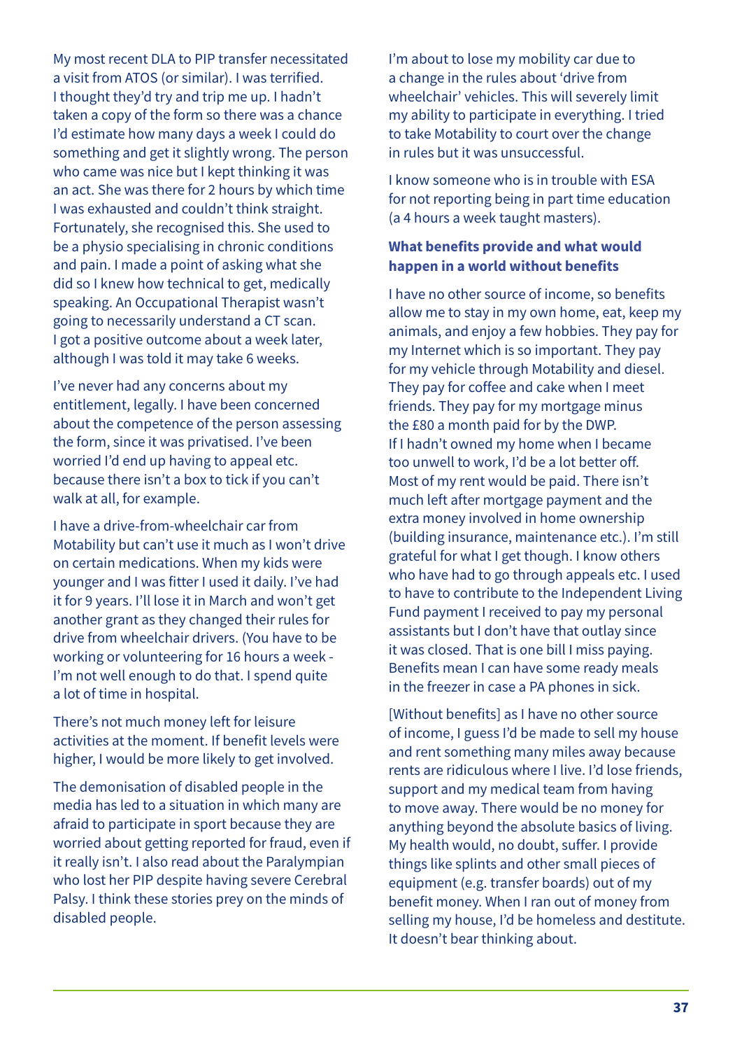My most recent DLA to PIP transfer necessitated a visit from ATOS (or similar). I was terrified. I thought they'd try and trip me up. I hadn't taken a copy of the form so there was a chance I'd estimate how many days a week I could do something and get it slightly wrong. The person who came was nice but I kept thinking it was an act. She was there for 2 hours by which time I was exhausted and couldn't think straight. Fortunately, she recognised this. She used to be a physio specialising in chronic conditions and pain. I made a point of asking what she did so I knew how technical to get, medically speaking. An Occupational Therapist wasn't going to necessarily understand a CT scan. I got a positive outcome about a week later, although I was told it may take 6 weeks.

I've never had any concerns about my entitlement, legally. I have been concerned about the competence of the person assessing the form, since it was privatised. I've been worried I'd end up having to appeal etc. because there isn't a box to tick if you can't walk at all, for example.

I have a drive-from-wheelchair car from Motability but can't use it much as I won't drive on certain medications. When my kids were younger and I was fitter I used it daily. I've had it for 9 years. I'll lose it in March and won't get another grant as they changed their rules for drive from wheelchair drivers. (You have to be working or volunteering for 16 hours a week - I'm not well enough to do that. I spend quite a lot of time in hospital.

There's not much money left for leisure activities at the moment. If benefit levels were higher, I would be more likely to get involved.

The demonisation of disabled people in the media has led to a situation in which many are afraid to participate in sport because they are worried about getting reported for fraud, even if it really isn't. I also read about the Paralympian who lost her PIP despite having severe Cerebral Palsy. I think these stories prey on the minds of disabled people.

I'm about to lose my mobility car due to a change in the rules about 'drive from wheelchair' vehicles. This will severely limit my ability to participate in everything. I tried to take Motability to court over the change in rules but it was unsuccessful.

I know someone who is in trouble with ESA for not reporting being in part time education (a 4 hours a week taught masters).

### What benefits provide and what would happen in a world without benefits

I have no other source of income, so benefits allow me to stay in my own home, eat, keep my animals, and enjoy a few hobbies. They pay for my Internet which is so important. They pay for my vehicle through Motability and diesel. They pay for coffee and cake when I meet friends. They pay for my mortgage minus the £80 a month paid for by the DWP. If I hadn't owned my home when I became too unwell to work, I'd be a lot better off. Most of my rent would be paid. There isn't much left after mortgage payment and the extra money involved in home ownership (building insurance, maintenance etc.). I'm still grateful for what I get though. I know others who have had to go through appeals etc. I used to have to contribute to the Independent Living Fund payment I received to pay my personal assistants but I don't have that outlay since it was closed. That is one bill I miss paying. Benefits mean I can have some ready meals in the freezer in case a PA phones in sick.

[Without benefits] as I have no other source of income, I guess I'd be made to sell my house and rent something many miles away because rents are ridiculous where I live. I'd lose friends, support and my medical team from having to move away. There would be no money for anything beyond the absolute basics of living. My health would, no doubt, suffer. I provide things like splints and other small pieces of equipment (e.g. transfer boards) out of my benefit money. When I ran out of money from selling my house, I'd be homeless and destitute. It doesn't bear thinking about.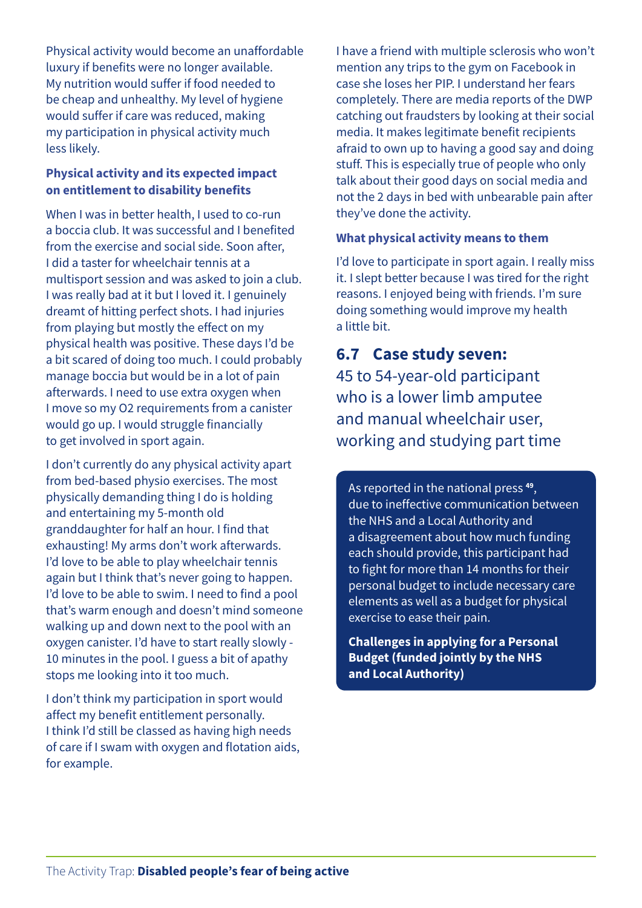Physical activity would become an unaffordable luxury if benefits were no longer available. My nutrition would suffer if food needed to be cheap and unhealthy. My level of hygiene would suffer if care was reduced, making my participation in physical activity much less likely.

**Physical activity and its expected impact on entitlement to disability benefits**

When I was in better health, I used to co-run a boccia club. It was successful and I benefited from the exercise and social side. Soon after, I did a taster for wheelchair tennis at a multisport session and was asked to join a club. I was really bad at it but I loved it. I genuinely dreamt of hitting perfect shots. I had injuries from playing but mostly the effect on my physical health was positive. These days I'd be a bit scared of doing too much. I could probably manage boccia but would be in a lot of pain afterwards. I need to use extra oxygen when I move so my O2 requirements from a canister would go up. I would struggle financially to get involved in sport again.

I don't currently do any physical activity apart from bed-based physio exercises. The most physically demanding thing I do is holding and entertaining my 5-month old granddaughter for half an hour. I find that exhausting! My arms don't work afterwards. I'd love to be able to play wheelchair tennis again but I think that's never going to happen. I'd love to be able to swim. I need to find a pool that's warm enough and doesn't mind someone walking up and down next to the pool with an oxygen canister. I'd have to start really slowly - 10 minutes in the pool. I guess a bit of apathy stops me looking into it too much.

I don't think my participation in sport would affect my benefit entitlement personally. I think I'd still be classed as having high needs of care if I swam with oxygen and flotation aids, for example.

I have a friend with multiple sclerosis who won't mention any trips to the gym on Facebook in case she loses her PIP. I understand her fears completely. There are media reports of the DWP catching out fraudsters by looking at their social media. It makes legitimate benefit recipients afraid to own up to having a good say and doing stuff. This is especially true of people who only talk about their good days on social media and not the 2 days in bed with unbearable pain after they've done the activity.

**What physical activity means to them**

I'd love to participate in sport again. I really miss it. I slept better because I was tired for the right reasons. I enjoyed being with friends. I'm sure doing something would improve my health a little bit.

## 6.7 Case study seven:

45 to 54-year-old participant who is a lower limb amputee and manual wheelchair user, working and studying part time

As reported in the national press [49], due to ineffective communication between the NHS and a Local Authority and a disagreement about how much funding each should provide, this participant had to fight for more than 14 months for their personal budget to include necessary care elements as well as a budget for physical exercise to ease their pain.

**Challenges in applying for a Personal Budget (funded jointly by the NHS and Local Authority)**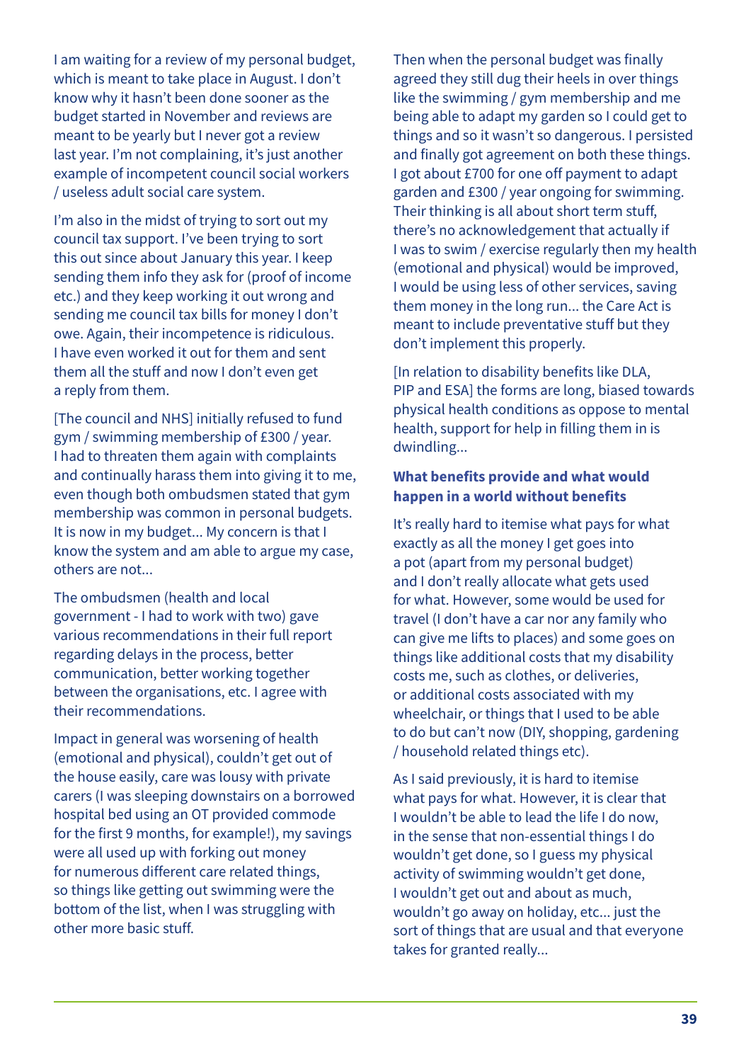I am waiting for a review of my personal budget, which is meant to take place in August. I don't know why it hasn't been done sooner as the budget started in November and reviews are meant to be yearly but I never got a review last year. I'm not complaining, it's just another example of incompetent council social workers / useless adult social care system.

I'm also in the midst of trying to sort out my council tax support. I've been trying to sort this out since about January this year. I keep sending them info they ask for (proof of income etc.) and they keep working it out wrong and sending me council tax bills for money I don't owe. Again, their incompetence is ridiculous. I have even worked it out for them and sent them all the stuff and now I don't even get a reply from them.

[The council and NHS] initially refused to fund gym / swimming membership of £300 / year. I had to threaten them again with complaints and continually harass them into giving it to me, even though both ombudsmen stated that gym membership was common in personal budgets. It is now in my budget... My concern is that I know the system and am able to argue my case, others are not...

The ombudsmen (health and local government - I had to work with two) gave various recommendations in their full report regarding delays in the process, better communication, better working together between the organisations, etc. I agree with their recommendations.

Impact in general was worsening of health (emotional and physical), couldn't get out of the house easily, care was lousy with private carers (I was sleeping downstairs on a borrowed hospital bed using an OT provided commode for the first 9 months, for example!), my savings were all used up with forking out money for numerous different care related things, so things like getting out swimming were the bottom of the list, when I was struggling with other more basic stuff.

Then when the personal budget was finally agreed they still dug their heels in over things like the swimming / gym membership and me being able to adapt my garden so I could get to things and so it wasn't so dangerous. I persisted and finally got agreement on both these things. I got about £700 for one off payment to adapt garden and £300 / year ongoing for swimming. Their thinking is all about short term stuff, there's no acknowledgement that actually if I was to swim / exercise regularly then my health (emotional and physical) would be improved, I would be using less of other services, saving them money in the long run... the Care Act is meant to include preventative stuff but they don't implement this properly.

[In relation to disability benefits like DLA, PIP and ESA] the forms are long, biased towards physical health conditions as oppose to mental health, support for help in filling them in is dwindling...

### What benefits provide and what would happen in a world without benefits

It's really hard to itemise what pays for what exactly as all the money I get goes into a pot (apart from my personal budget) and I don't really allocate what gets used for what. However, some would be used for travel (I don't have a car nor any family who can give me lifts to places) and some goes on things like additional costs that my disability costs me, such as clothes, or deliveries, or additional costs associated with my wheelchair, or things that I used to be able to do but can't now (DIY, shopping, gardening / household related things etc).

As I said previously, it is hard to itemise what pays for what. However, it is clear that I wouldn't be able to lead the life I do now, in the sense that non-essential things I do wouldn't get done, so I guess my physical activity of swimming wouldn't get done, I wouldn't get out and about as much, wouldn't go away on holiday, etc... just the sort of things that are usual and that everyone takes for granted really...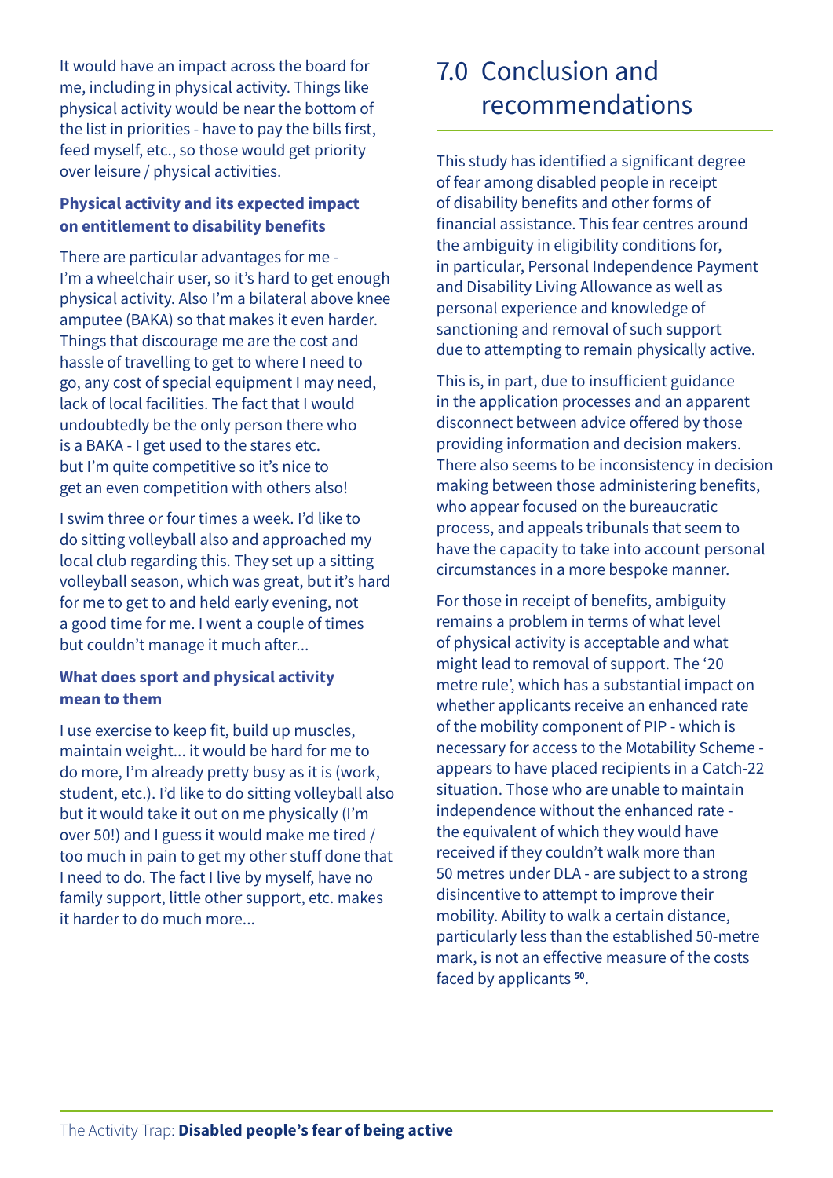It would have an impact across the board for me, including in physical activity. Things like physical activity would be near the bottom of the list in priorities - have to pay the bills first, feed myself, etc., so those would get priority over leisure / physical activities.

**Physical activity and its expected impact on entitlement to disability benefits**

There are particular advantages for me - I'm a wheelchair user, so it's hard to get enough physical activity. Also I'm a bilateral above knee amputee (BAKA) so that makes it even harder. Things that discourage me are the cost and hassle of travelling to get to where I need to go, any cost of special equipment I may need, lack of local facilities. The fact that I would undoubtedly be the only person there who is a BAKA - I get used to the stares etc. but I'm quite competitive so it's nice to get an even competition with others also!

I swim three or four times a week. I'd like to do sitting volleyball also and approached my local club regarding this. They set up a sitting volleyball season, which was great, but it's hard for me to get to and held early evening, not a good time for me. I went a couple of times but couldn't manage it much after...

**What does sport and physical activity mean to them**

I use exercise to keep fit, build up muscles, maintain weight... it would be hard for me to do more, I'm already pretty busy as it is (work, student, etc.). I'd like to do sitting volleyball also but it would take it out on me physically (I'm over 50!) and I guess it would make me tired / too much in pain to get my other stuff done that I need to do. The fact I live by myself, have no family support, little other support, etc. makes it harder to do much more...

# 7.0 Conclusion and recommendations

This study has identified a significant degree of fear among disabled people in receipt of disability benefits and other forms of financial assistance. This fear centres around the ambiguity in eligibility conditions for, in particular, Personal Independence Payment and Disability Living Allowance as well as personal experience and knowledge of sanctioning and removal of such support due to attempting to remain physically active.

This is, in part, due to insufficient guidance in the application processes and an apparent disconnect between advice offered by those providing information and decision makers. There also seems to be inconsistency in decision making between those administering benefits, who appear focused on the bureaucratic process, and appeals tribunals that seem to have the capacity to take into account personal circumstances in a more bespoke manner.

For those in receipt of benefits, ambiguity remains a problem in terms of what level of physical activity is acceptable and what might lead to removal of support. The '20 metre rule', which has a substantial impact on whether applicants receive an enhanced rate of the mobility component of PIP - which is necessary for access to the Motability Scheme - appears to have placed recipients in a Catch-22 situation. Those who are unable to maintain independence without the enhanced rate - the equivalent of which they would have received if they couldn't walk more than 50 metres under DLA - are subject to a strong disincentive to attempt to improve their mobility. Ability to walk a certain distance, particularly less than the established 50-metre mark, is not an effective measure of the costs faced by applicants [50].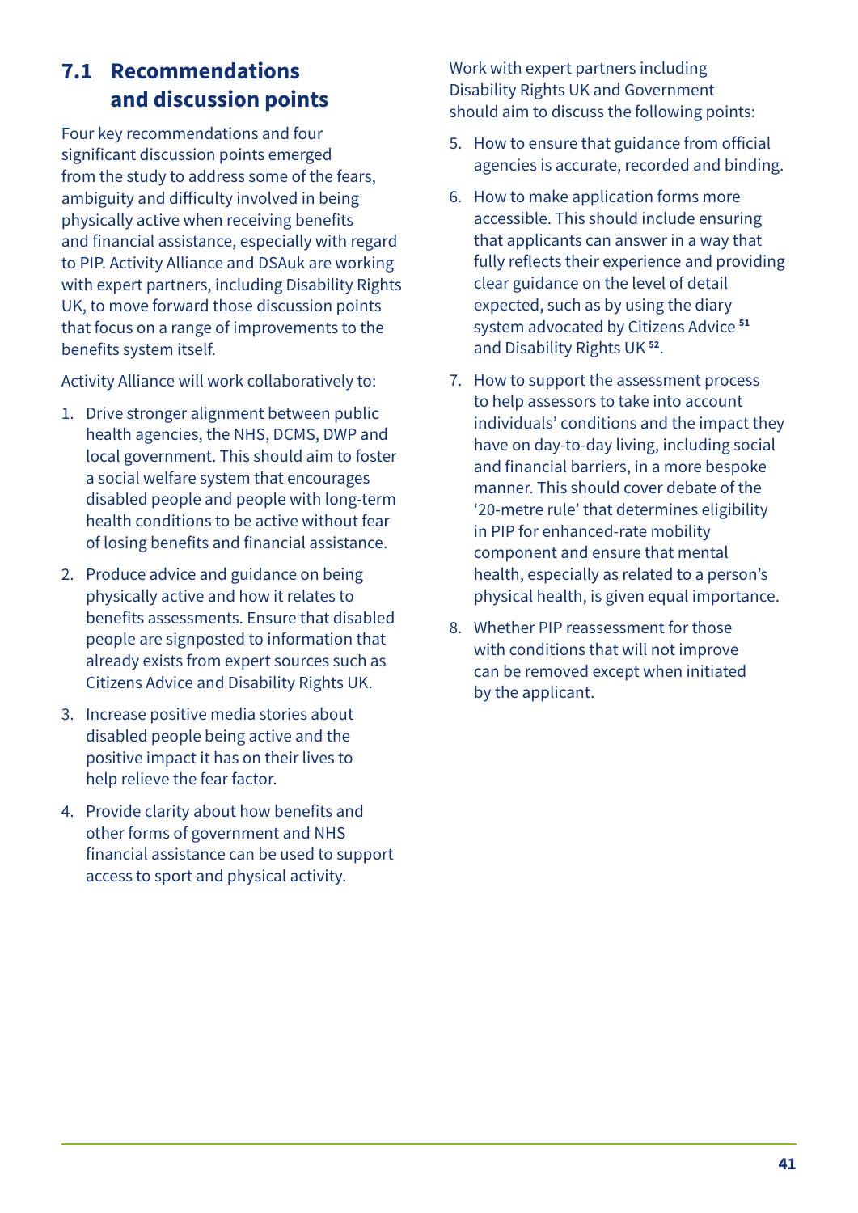## 7.1 Recommendations and discussion points

Four key recommendations and four significant discussion points emerged from the study to address some of the fears, ambiguity and difficulty involved in being physically active when receiving benefits and financial assistance, especially with regard to PIP. Activity Alliance and DSAuk are working with expert partners, including Disability Rights UK, to move forward those discussion points that focus on a range of improvements to the benefits system itself.

Activity Alliance will work collaboratively to:

1. Drive stronger alignment between public health agencies, the NHS, DCMS, DWP and local government. This should aim to foster a social welfare system that encourages disabled people and people with long-term health conditions to be active without fear of losing benefits and financial assistance.
2. Produce advice and guidance on being physically active and how it relates to benefits assessments. Ensure that disabled people are signposted to information that already exists from expert sources such as Citizens Advice and Disability Rights UK.
3. Increase positive media stories about disabled people being active and the positive impact it has on their lives to help relieve the fear factor.
4. Provide clarity about how benefits and other forms of government and NHS financial assistance can be used to support access to sport and physical activity.

Work with expert partners including Disability Rights UK and Government should aim to discuss the following points:

5. How to ensure that guidance from official agencies is accurate, recorded and binding.
6. How to make application forms more accessible. This should include ensuring that applicants can answer in a way that fully reflects their experience and providing clear guidance on the level of detail expected, such as by using the diary system advocated by Citizens Advice [51] and Disability Rights UK [52].
7. How to support the assessment process to help assessors to take into account individuals' conditions and the impact they have on day-to-day living, including social and financial barriers, in a more bespoke manner. This should cover debate of the '20-metre rule' that determines eligibility in PIP for enhanced-rate mobility component and ensure that mental health, especially as related to a person's physical health, is given equal importance.
8. Whether PIP reassessment for those with conditions that will not improve can be removed except when initiated by the applicant.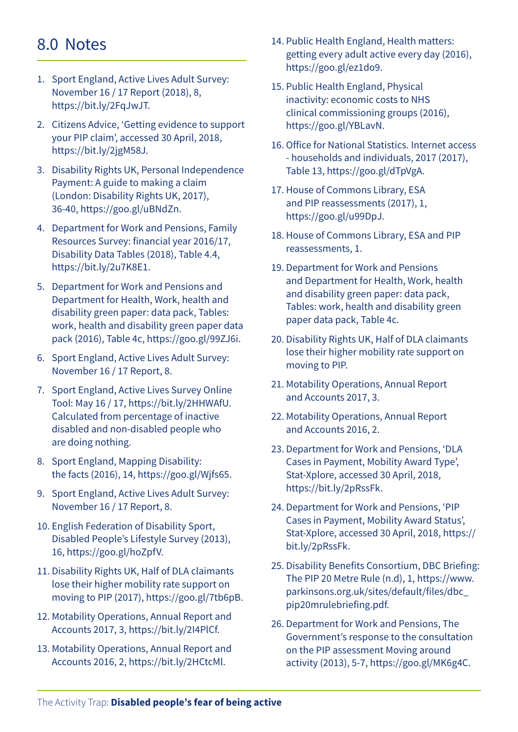## 8.0 Notes

1. Sport England, Active Lives Adult Survey: November 16 / 17 Report (2018), 8, https://bit.ly/2FqJwJT.
2. Citizens Advice, 'Getting evidence to support your PIP claim', accessed 30 April, 2018, https://bit.ly/2jgM58J.
3. Disability Rights UK, Personal Independence Payment: A guide to making a claim (London: Disability Rights UK, 2017), 36-40, https://goo.gl/uBNdZn.
4. Department for Work and Pensions, Family Resources Survey: financial year 2016/17, Disability Data Tables (2018), Table 4.4, https://bit.ly/2u7K8E1.
5. Department for Work and Pensions and Department for Health, Work, health and disability green paper: data pack, Tables: work, health and disability green paper data pack (2016), Table 4c, https://goo.gl/99ZJ6i.
6. Sport England, Active Lives Adult Survey: November 16 / 17 Report, 8.
7. Sport England, Active Lives Survey Online Tool: May 16 / 17, https://bit.ly/2HHWAfU. Calculated from percentage of inactive disabled and non-disabled people who are doing nothing.
8. Sport England, Mapping Disability: the facts (2016), 14, https://goo.gl/Wjfs65.
9. Sport England, Active Lives Adult Survey: November 16 / 17 Report, 8.
10. English Federation of Disability Sport, Disabled People's Lifestyle Survey (2013), 16, https://goo.gl/hoZpfV.
11. Disability Rights UK, Half of DLA claimants lose their higher mobility rate support on moving to PIP (2017), https://goo.gl/7tb6pB.
12. Motability Operations, Annual Report and Accounts 2017, 3, https://bit.ly/2I4PlCf.
13. Motability Operations, Annual Report and Accounts 2016, 2, https://bit.ly/2HCtcMl.
14. Public Health England, Health matters: getting every adult active every day (2016), https://goo.gl/ez1do9.
15. Public Health England, Physical inactivity: economic costs to NHS clinical commissioning groups (2016), https://goo.gl/YBLavN.
16. Office for National Statistics. Internet access - households and individuals, 2017 (2017), Table 13, https://goo.gl/dTpVgA.
17. House of Commons Library, ESA and PIP reassessments (2017), 1, https://goo.gl/u99DpJ.
18. House of Commons Library, ESA and PIP reassessments, 1.
19. Department for Work and Pensions and Department for Health, Work, health and disability green paper: data pack, Tables: work, health and disability green paper data pack, Table 4c.
20. Disability Rights UK, Half of DLA claimants lose their higher mobility rate support on moving to PIP.
21. Motability Operations, Annual Report and Accounts 2017, 3.
22. Motability Operations, Annual Report and Accounts 2016, 2.
23. Department for Work and Pensions, 'DLA Cases in Payment, Mobility Award Type', Stat-Xplore, accessed 30 April, 2018, https://bit.ly/2pRssFk.
24. Department for Work and Pensions, 'PIP Cases in Payment, Mobility Award Status', Stat-Xplore, accessed 30 April, 2018, https://bit.ly/2pRssFk.
25. Disability Benefits Consortium, DBC Briefing: The PIP 20 Metre Rule (n.d), 1, https://www.parkinsons.org.uk/sites/default/files/dbc_pip20mrulebriefing.pdf.
26. Department for Work and Pensions, The Government's response to the consultation on the PIP assessment Moving around activity (2013), 5-7, https://goo.gl/MK6g4C.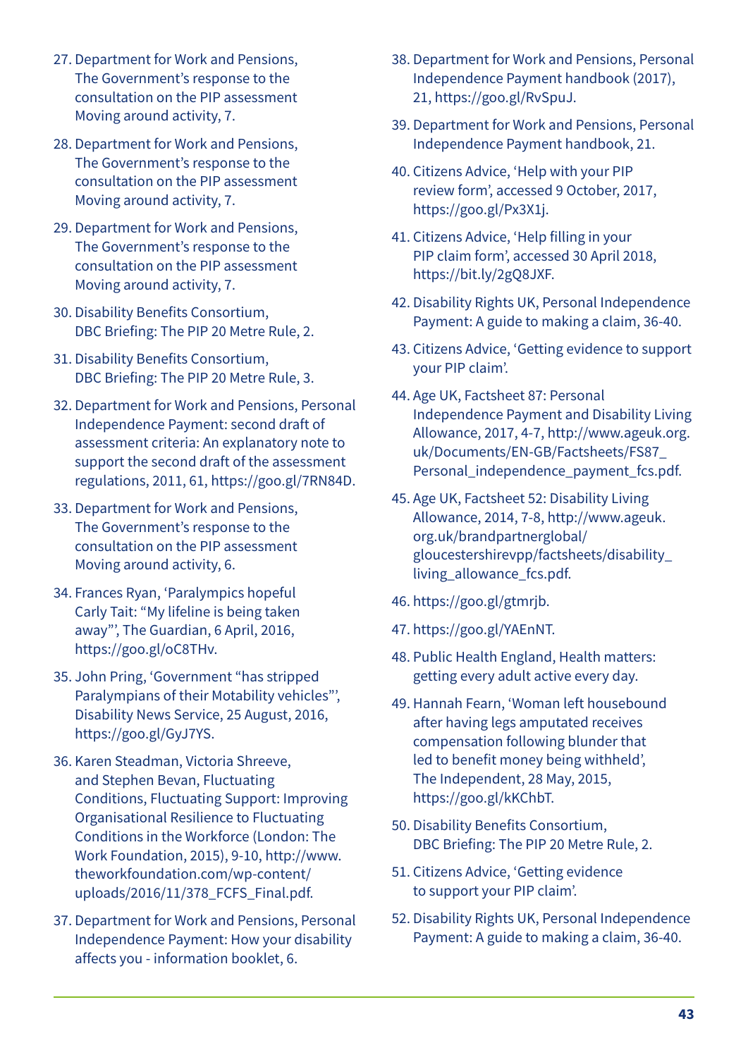27. Department for Work and Pensions, The Government's response to the consultation on the PIP assessment Moving around activity, 7.

28. Department for Work and Pensions, The Government's response to the consultation on the PIP assessment Moving around activity, 7.

29. Department for Work and Pensions, The Government's response to the consultation on the PIP assessment Moving around activity, 7.

30. Disability Benefits Consortium, DBC Briefing: The PIP 20 Metre Rule, 2.

31. Disability Benefits Consortium, DBC Briefing: The PIP 20 Metre Rule, 3.

32. Department for Work and Pensions, Personal Independence Payment: second draft of assessment criteria: An explanatory note to support the second draft of the assessment regulations, 2011, 61, https://goo.gl/7RN84D.

33. Department for Work and Pensions, The Government's response to the consultation on the PIP assessment Moving around activity, 6.

34. Frances Ryan, 'Paralympics hopeful Carly Tait: "My lifeline is being taken away"', The Guardian, 6 April, 2016, https://goo.gl/oC8THv.

35. John Pring, 'Government "has stripped Paralympians of their Motability vehicles"', Disability News Service, 25 August, 2016, https://goo.gl/GyJ7YS.

36. Karen Steadman, Victoria Shreeve, and Stephen Bevan, Fluctuating Conditions, Fluctuating Support: Improving Organisational Resilience to Fluctuating Conditions in the Workforce (London: The Work Foundation, 2015), 9-10, http://www.theworkfoundation.com/wp-content/uploads/2016/11/378_FCFS_Final.pdf.

37. Department for Work and Pensions, Personal Independence Payment: How your disability affects you - information booklet, 6.

38. Department for Work and Pensions, Personal Independence Payment handbook (2017), 21, https://goo.gl/RvSpuJ.

39. Department for Work and Pensions, Personal Independence Payment handbook, 21.

40. Citizens Advice, 'Help with your PIP review form', accessed 9 October, 2017, https://goo.gl/Px3X1j.

41. Citizens Advice, 'Help filling in your PIP claim form', accessed 30 April 2018, https://bit.ly/2gQ8JXF.

42. Disability Rights UK, Personal Independence Payment: A guide to making a claim, 36-40.

43. Citizens Advice, 'Getting evidence to support your PIP claim'.

44. Age UK, Factsheet 87: Personal Independence Payment and Disability Living Allowance, 2017, 4-7, http://www.ageuk.org.uk/Documents/EN-GB/Factsheets/FS87_Personal_independence_payment_fcs.pdf.

45. Age UK, Factsheet 52: Disability Living Allowance, 2014, 7-8, http://www.ageuk.org.uk/brandpartnerglobal/gloucestershirevpp/factsheets/disability_living_allowance_fcs.pdf.

46. https://goo.gl/gtmrjb.

47. https://goo.gl/YAEnNT.

48. Public Health England, Health matters: getting every adult active every day.

49. Hannah Fearn, 'Woman left housebound after having legs amputated receives compensation following blunder that led to benefit money being withheld', The Independent, 28 May, 2015, https://goo.gl/kKChbT.

50. Disability Benefits Consortium, DBC Briefing: The PIP 20 Metre Rule, 2.

51. Citizens Advice, 'Getting evidence to support your PIP claim'.

52. Disability Rights UK, Personal Independence Payment: A guide to making a claim, 36-40.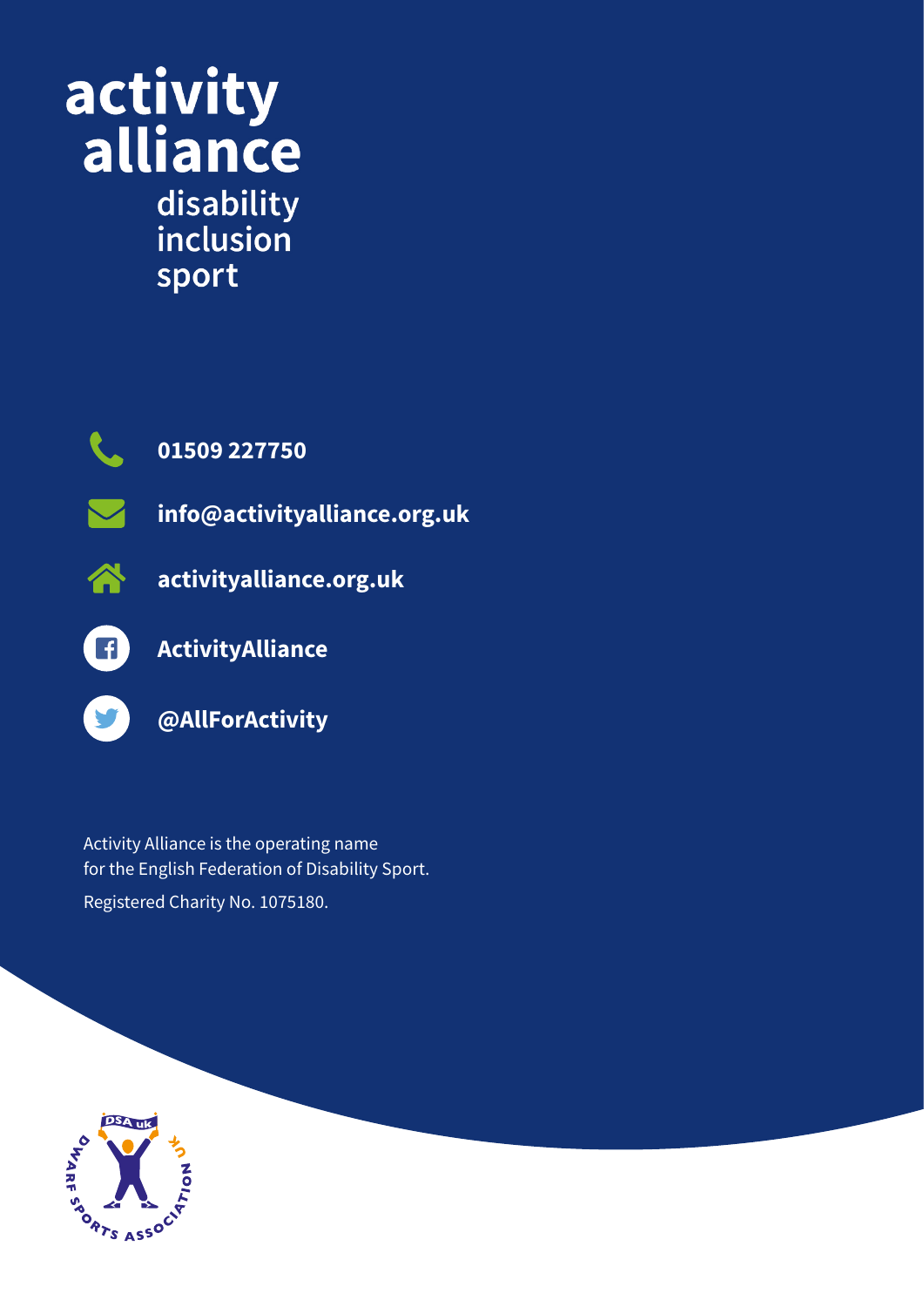activity alliance
disability inclusion sport

01509 227750

info@activityalliance.org.uk

activityalliance.org.uk

ActivityAlliance

@AllForActivity

Activity Alliance is the operating name for the English Federation of Disability Sport.

Registered Charity No. 1075180.

DSA uk
DWARF SPORTS ASSOCIATION UK